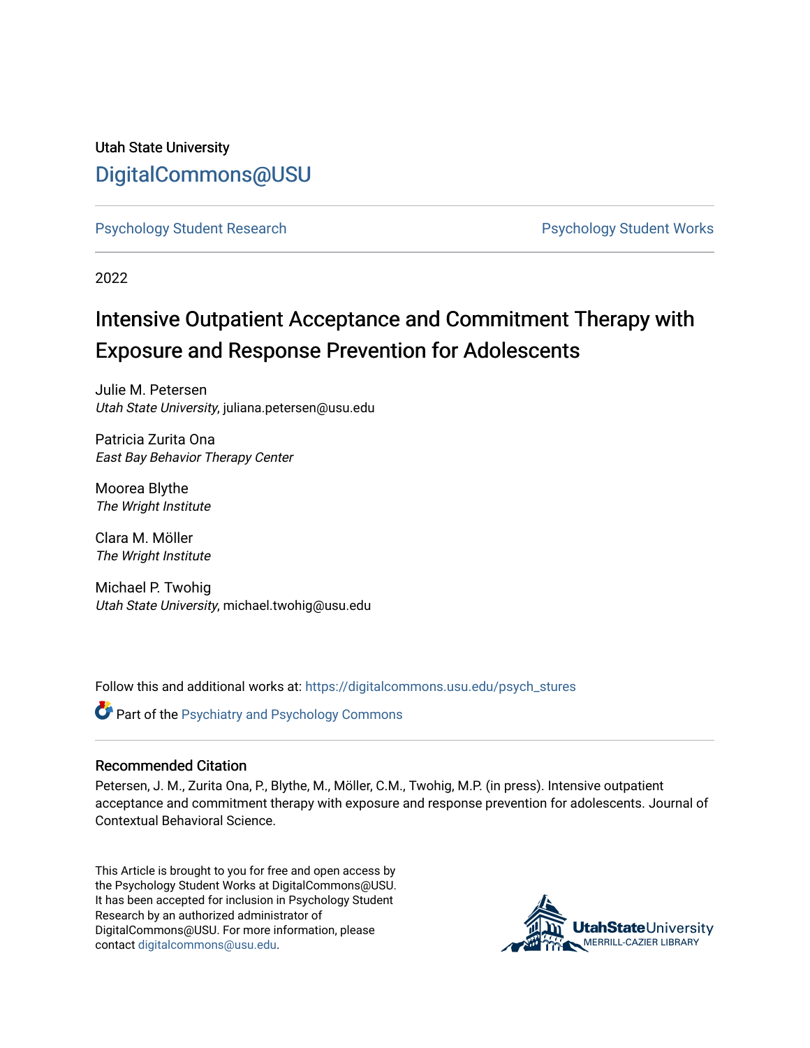Utah State University

DigitalCommons@USU

Psychology Student Research

Psychology Student Works

2022

# Intensive Outpatient Acceptance and Commitment Therapy with Exposure and Response Prevention for Adolescents

Julie M. Petersen
*Utah State University*, juliana.petersen@usu.edu

Patricia Zurita Ona
*East Bay Behavior Therapy Center*

Moorea Blythe
*The Wright Institute*

Clara M. Möller
*The Wright Institute*

Michael P. Twohig
*Utah State University*, michael.twohig@usu.edu

Follow this and additional works at: https://digitalcommons.usu.edu/psych_stures

Part of the Psychiatry and Psychology Commons

## Recommended Citation

Petersen, J. M., Zurita Ona, P., Blythe, M., Möller, C.M., Twohig, M.P. (in press). Intensive outpatient acceptance and commitment therapy with exposure and response prevention for adolescents. Journal of Contextual Behavioral Science.

This Article is brought to you for free and open access by the Psychology Student Works at DigitalCommons@USU. It has been accepted for inclusion in Psychology Student Research by an authorized administrator of DigitalCommons@USU. For more information, please contact digitalcommons@usu.edu.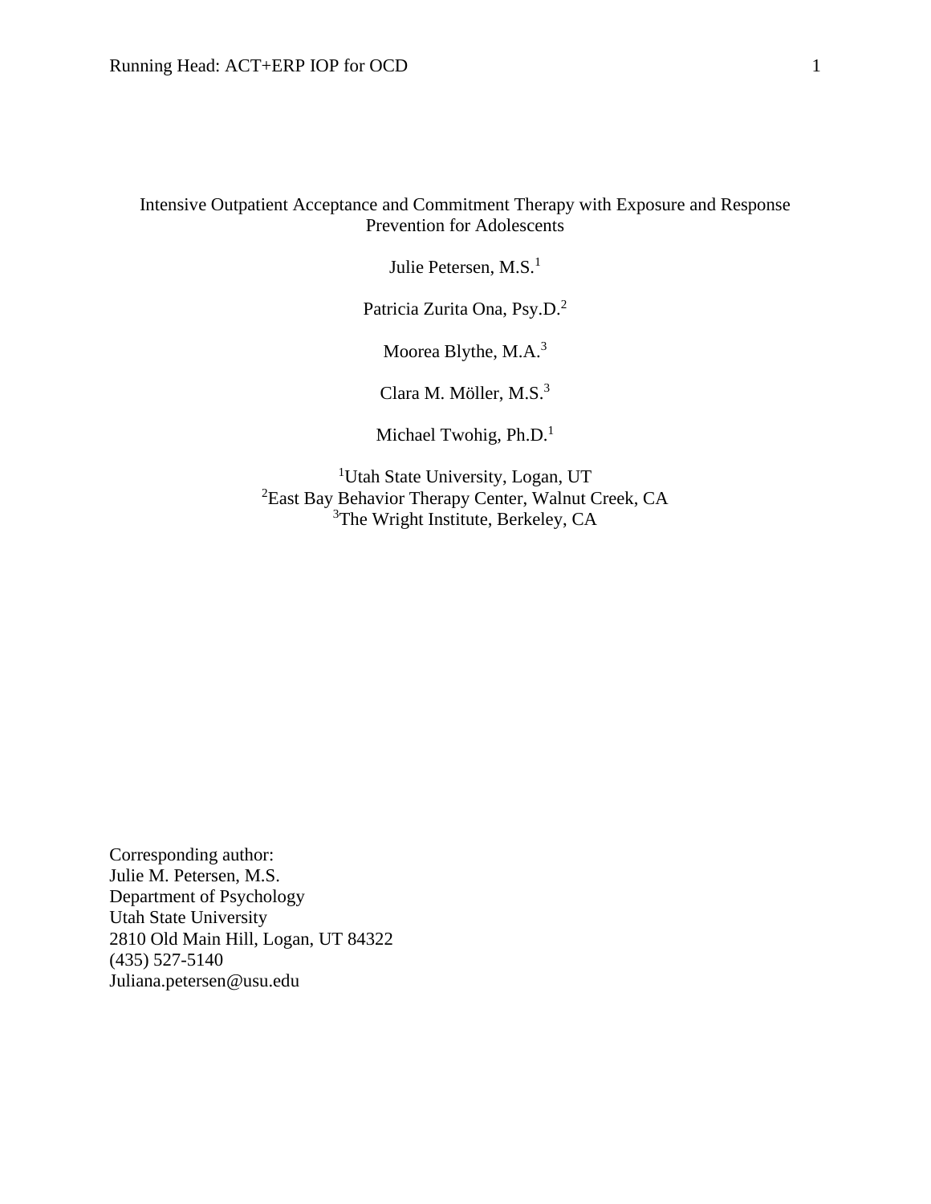# Intensive Outpatient Acceptance and Commitment Therapy with Exposure and Response Prevention for Adolescents

Julie Petersen, M.S.[1]

Patricia Zurita Ona, Psy.D.[2]

Moorea Blythe, M.A.[3]

Clara M. Möller, M.S.[3]

Michael Twohig, Ph.D.[1]

[1]Utah State University, Logan, UT
[2]East Bay Behavior Therapy Center, Walnut Creek, CA
[3]The Wright Institute, Berkeley, CA

Corresponding author:
Julie M. Petersen, M.S.
Department of Psychology
Utah State University
2810 Old Main Hill, Logan, UT 84322
(435) 527-5140
Juliana.petersen@usu.edu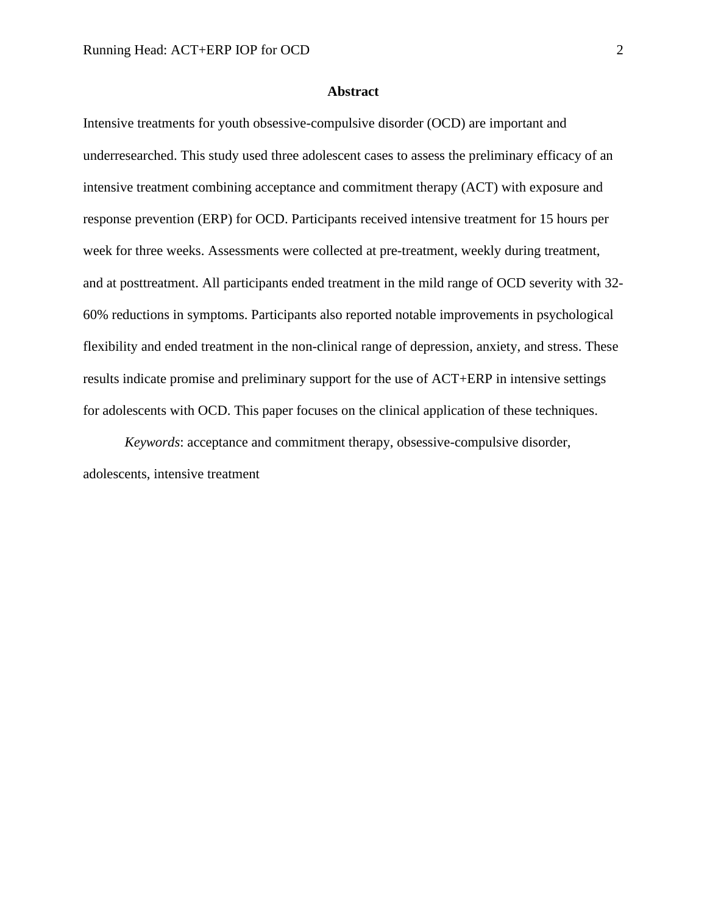## Abstract

Intensive treatments for youth obsessive-compulsive disorder (OCD) are important and underresearched. This study used three adolescent cases to assess the preliminary efficacy of an intensive treatment combining acceptance and commitment therapy (ACT) with exposure and response prevention (ERP) for OCD. Participants received intensive treatment for 15 hours per week for three weeks. Assessments were collected at pre-treatment, weekly during treatment, and at posttreatment. All participants ended treatment in the mild range of OCD severity with 32-60% reductions in symptoms. Participants also reported notable improvements in psychological flexibility and ended treatment in the non-clinical range of depression, anxiety, and stress. These results indicate promise and preliminary support for the use of ACT+ERP in intensive settings for adolescents with OCD. This paper focuses on the clinical application of these techniques.

*Keywords*: acceptance and commitment therapy, obsessive-compulsive disorder, adolescents, intensive treatment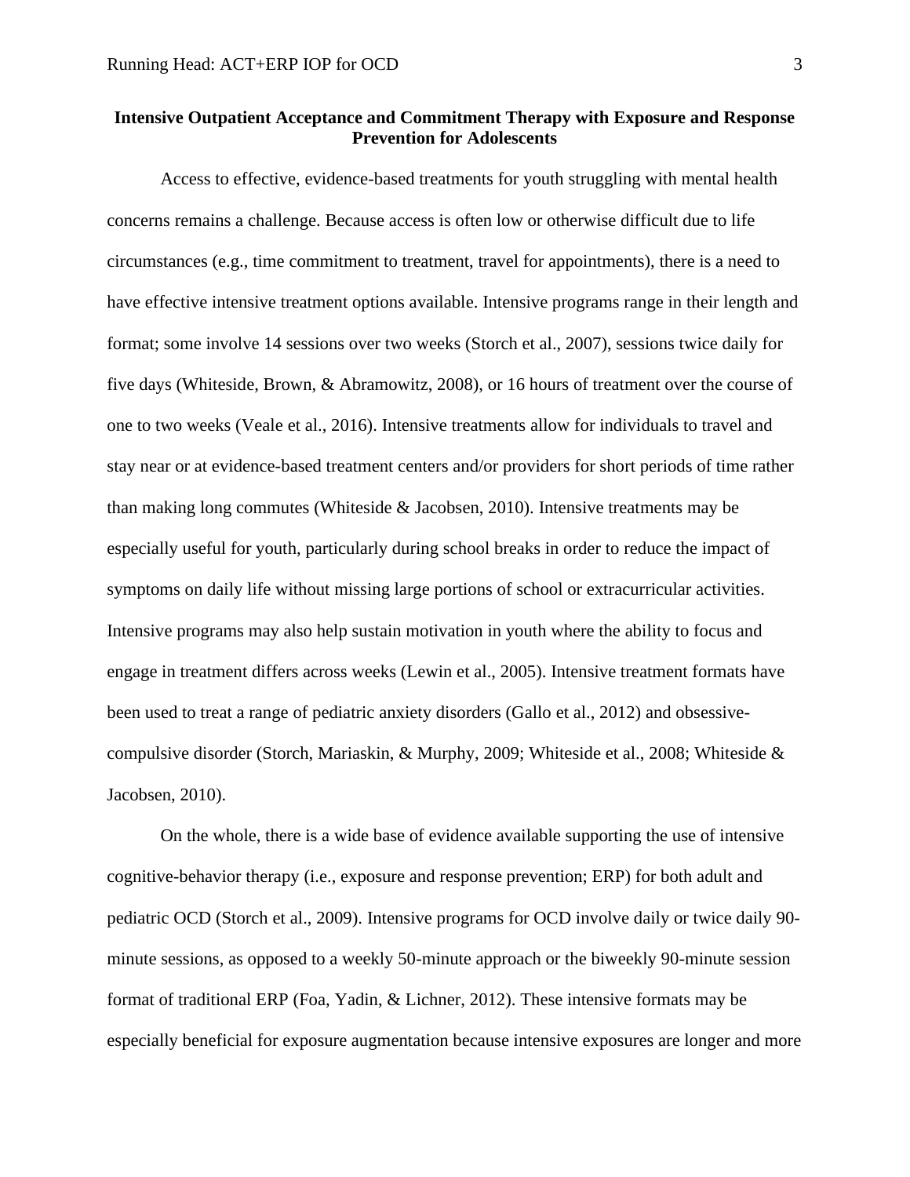**Intensive Outpatient Acceptance and Commitment Therapy with Exposure and Response Prevention for Adolescents**

Access to effective, evidence-based treatments for youth struggling with mental health concerns remains a challenge. Because access is often low or otherwise difficult due to life circumstances (e.g., time commitment to treatment, travel for appointments), there is a need to have effective intensive treatment options available. Intensive programs range in their length and format; some involve 14 sessions over two weeks (Storch et al., 2007), sessions twice daily for five days (Whiteside, Brown, & Abramowitz, 2008), or 16 hours of treatment over the course of one to two weeks (Veale et al., 2016). Intensive treatments allow for individuals to travel and stay near or at evidence-based treatment centers and/or providers for short periods of time rather than making long commutes (Whiteside & Jacobsen, 2010). Intensive treatments may be especially useful for youth, particularly during school breaks in order to reduce the impact of symptoms on daily life without missing large portions of school or extracurricular activities. Intensive programs may also help sustain motivation in youth where the ability to focus and engage in treatment differs across weeks (Lewin et al., 2005). Intensive treatment formats have been used to treat a range of pediatric anxiety disorders (Gallo et al., 2012) and obsessive-compulsive disorder (Storch, Mariaskin, & Murphy, 2009; Whiteside et al., 2008; Whiteside & Jacobsen, 2010).

On the whole, there is a wide base of evidence available supporting the use of intensive cognitive-behavior therapy (i.e., exposure and response prevention; ERP) for both adult and pediatric OCD (Storch et al., 2009). Intensive programs for OCD involve daily or twice daily 90-minute sessions, as opposed to a weekly 50-minute approach or the biweekly 90-minute session format of traditional ERP (Foa, Yadin, & Lichner, 2012). These intensive formats may be especially beneficial for exposure augmentation because intensive exposures are longer and more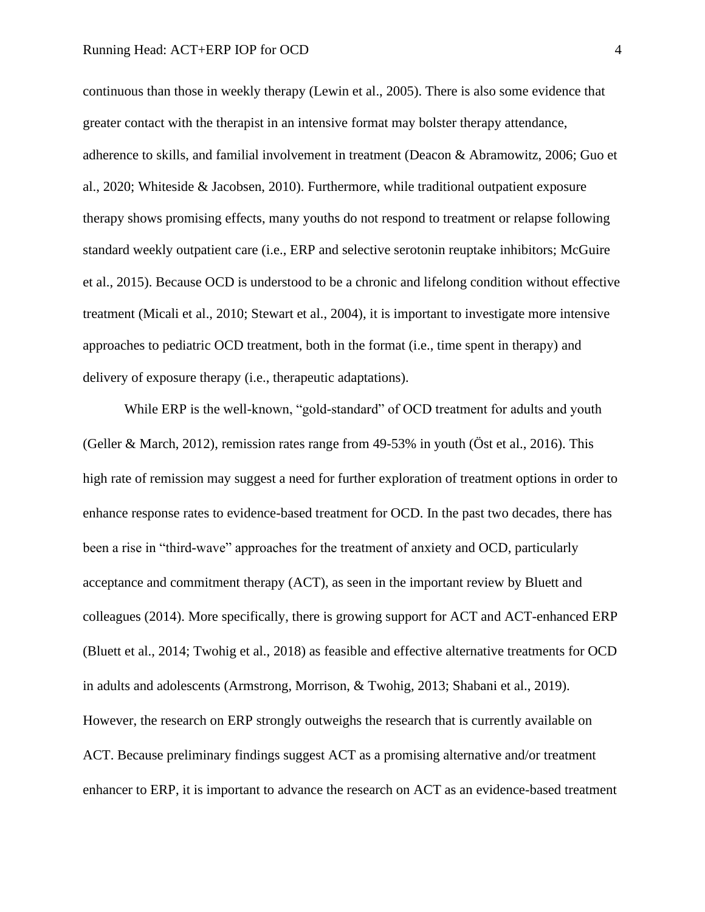continuous than those in weekly therapy (Lewin et al., 2005). There is also some evidence that greater contact with the therapist in an intensive format may bolster therapy attendance, adherence to skills, and familial involvement in treatment (Deacon & Abramowitz, 2006; Guo et al., 2020; Whiteside & Jacobsen, 2010). Furthermore, while traditional outpatient exposure therapy shows promising effects, many youths do not respond to treatment or relapse following standard weekly outpatient care (i.e., ERP and selective serotonin reuptake inhibitors; McGuire et al., 2015). Because OCD is understood to be a chronic and lifelong condition without effective treatment (Micali et al., 2010; Stewart et al., 2004), it is important to investigate more intensive approaches to pediatric OCD treatment, both in the format (i.e., time spent in therapy) and delivery of exposure therapy (i.e., therapeutic adaptations).

While ERP is the well-known, "gold-standard" of OCD treatment for adults and youth (Geller & March, 2012), remission rates range from 49-53% in youth (Öst et al., 2016). This high rate of remission may suggest a need for further exploration of treatment options in order to enhance response rates to evidence-based treatment for OCD. In the past two decades, there has been a rise in "third-wave" approaches for the treatment of anxiety and OCD, particularly acceptance and commitment therapy (ACT), as seen in the important review by Bluett and colleagues (2014). More specifically, there is growing support for ACT and ACT-enhanced ERP (Bluett et al., 2014; Twohig et al., 2018) as feasible and effective alternative treatments for OCD in adults and adolescents (Armstrong, Morrison, & Twohig, 2013; Shabani et al., 2019). However, the research on ERP strongly outweighs the research that is currently available on ACT. Because preliminary findings suggest ACT as a promising alternative and/or treatment enhancer to ERP, it is important to advance the research on ACT as an evidence-based treatment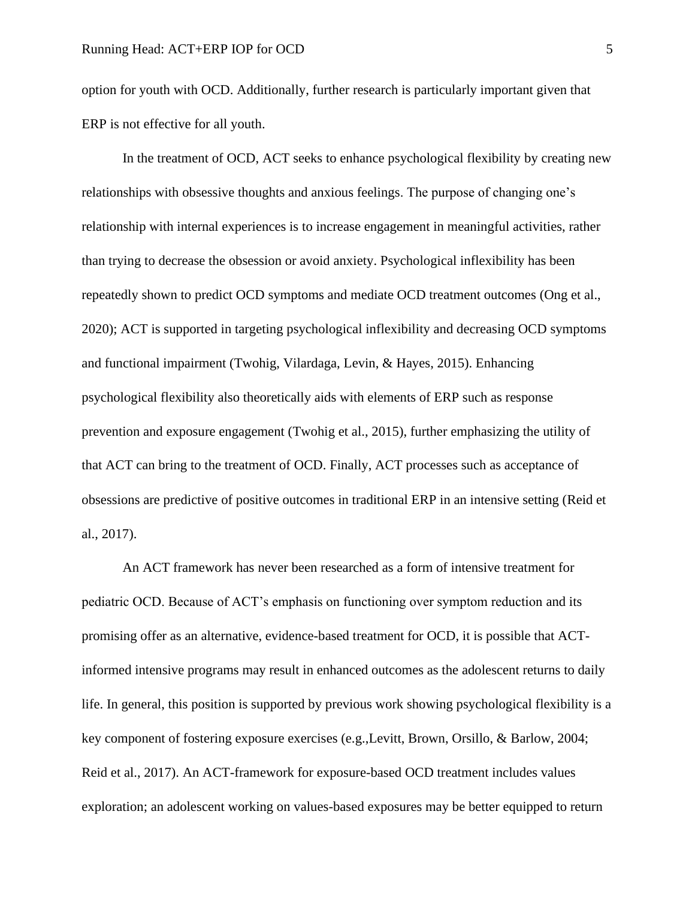option for youth with OCD. Additionally, further research is particularly important given that ERP is not effective for all youth.

In the treatment of OCD, ACT seeks to enhance psychological flexibility by creating new relationships with obsessive thoughts and anxious feelings. The purpose of changing one's relationship with internal experiences is to increase engagement in meaningful activities, rather than trying to decrease the obsession or avoid anxiety. Psychological inflexibility has been repeatedly shown to predict OCD symptoms and mediate OCD treatment outcomes (Ong et al., 2020); ACT is supported in targeting psychological inflexibility and decreasing OCD symptoms and functional impairment (Twohig, Vilardaga, Levin, & Hayes, 2015). Enhancing psychological flexibility also theoretically aids with elements of ERP such as response prevention and exposure engagement (Twohig et al., 2015), further emphasizing the utility of that ACT can bring to the treatment of OCD. Finally, ACT processes such as acceptance of obsessions are predictive of positive outcomes in traditional ERP in an intensive setting (Reid et al., 2017).

An ACT framework has never been researched as a form of intensive treatment for pediatric OCD. Because of ACT's emphasis on functioning over symptom reduction and its promising offer as an alternative, evidence-based treatment for OCD, it is possible that ACT-informed intensive programs may result in enhanced outcomes as the adolescent returns to daily life. In general, this position is supported by previous work showing psychological flexibility is a key component of fostering exposure exercises (e.g.,Levitt, Brown, Orsillo, & Barlow, 2004; Reid et al., 2017). An ACT-framework for exposure-based OCD treatment includes values exploration; an adolescent working on values-based exposures may be better equipped to return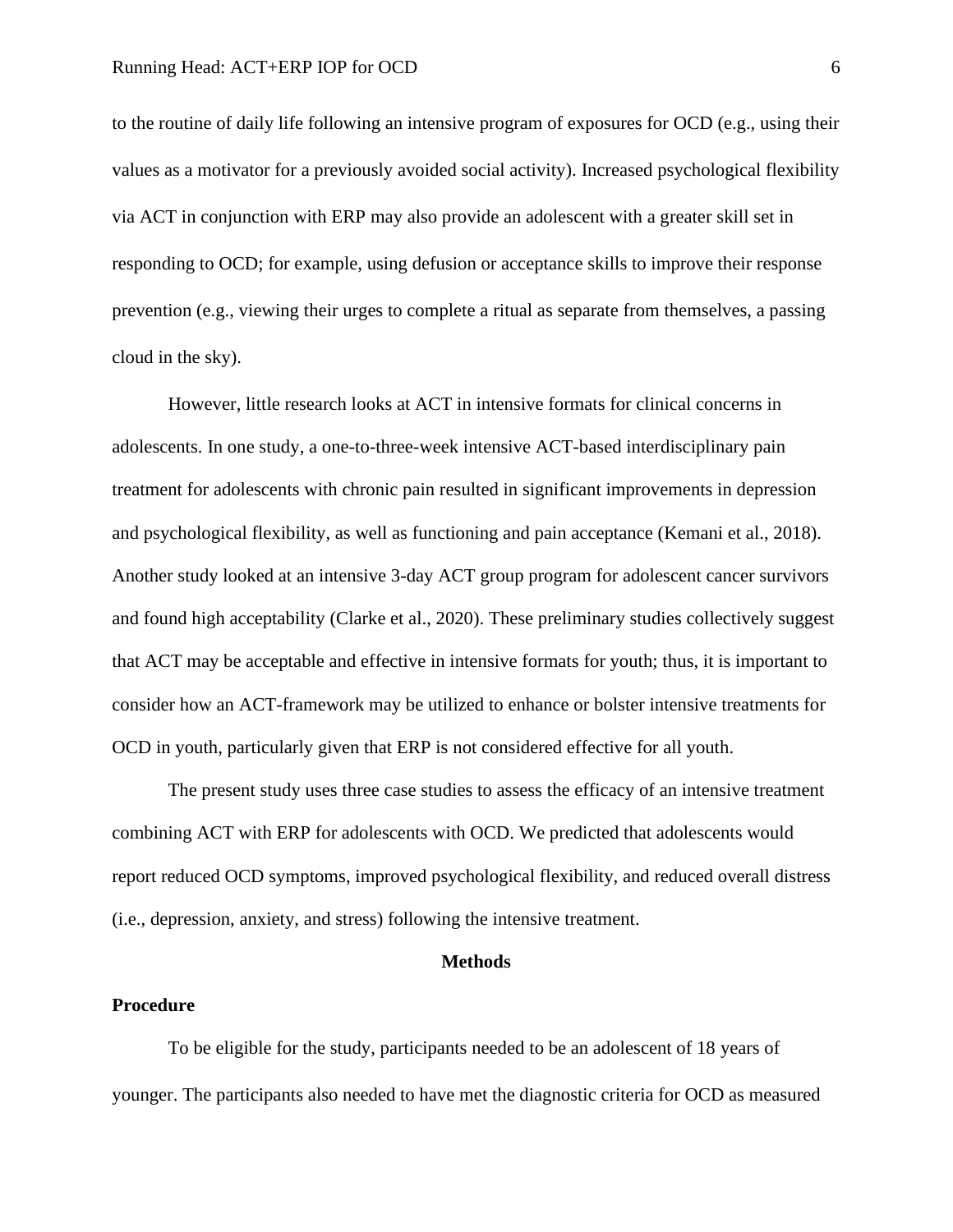to the routine of daily life following an intensive program of exposures for OCD (e.g., using their values as a motivator for a previously avoided social activity). Increased psychological flexibility via ACT in conjunction with ERP may also provide an adolescent with a greater skill set in responding to OCD; for example, using defusion or acceptance skills to improve their response prevention (e.g., viewing their urges to complete a ritual as separate from themselves, a passing cloud in the sky).

However, little research looks at ACT in intensive formats for clinical concerns in adolescents. In one study, a one-to-three-week intensive ACT-based interdisciplinary pain treatment for adolescents with chronic pain resulted in significant improvements in depression and psychological flexibility, as well as functioning and pain acceptance (Kemani et al., 2018). Another study looked at an intensive 3-day ACT group program for adolescent cancer survivors and found high acceptability (Clarke et al., 2020). These preliminary studies collectively suggest that ACT may be acceptable and effective in intensive formats for youth; thus, it is important to consider how an ACT-framework may be utilized to enhance or bolster intensive treatments for OCD in youth, particularly given that ERP is not considered effective for all youth.

The present study uses three case studies to assess the efficacy of an intensive treatment combining ACT with ERP for adolescents with OCD. We predicted that adolescents would report reduced OCD symptoms, improved psychological flexibility, and reduced overall distress (i.e., depression, anxiety, and stress) following the intensive treatment.

## Methods

### Procedure

To be eligible for the study, participants needed to be an adolescent of 18 years of younger. The participants also needed to have met the diagnostic criteria for OCD as measured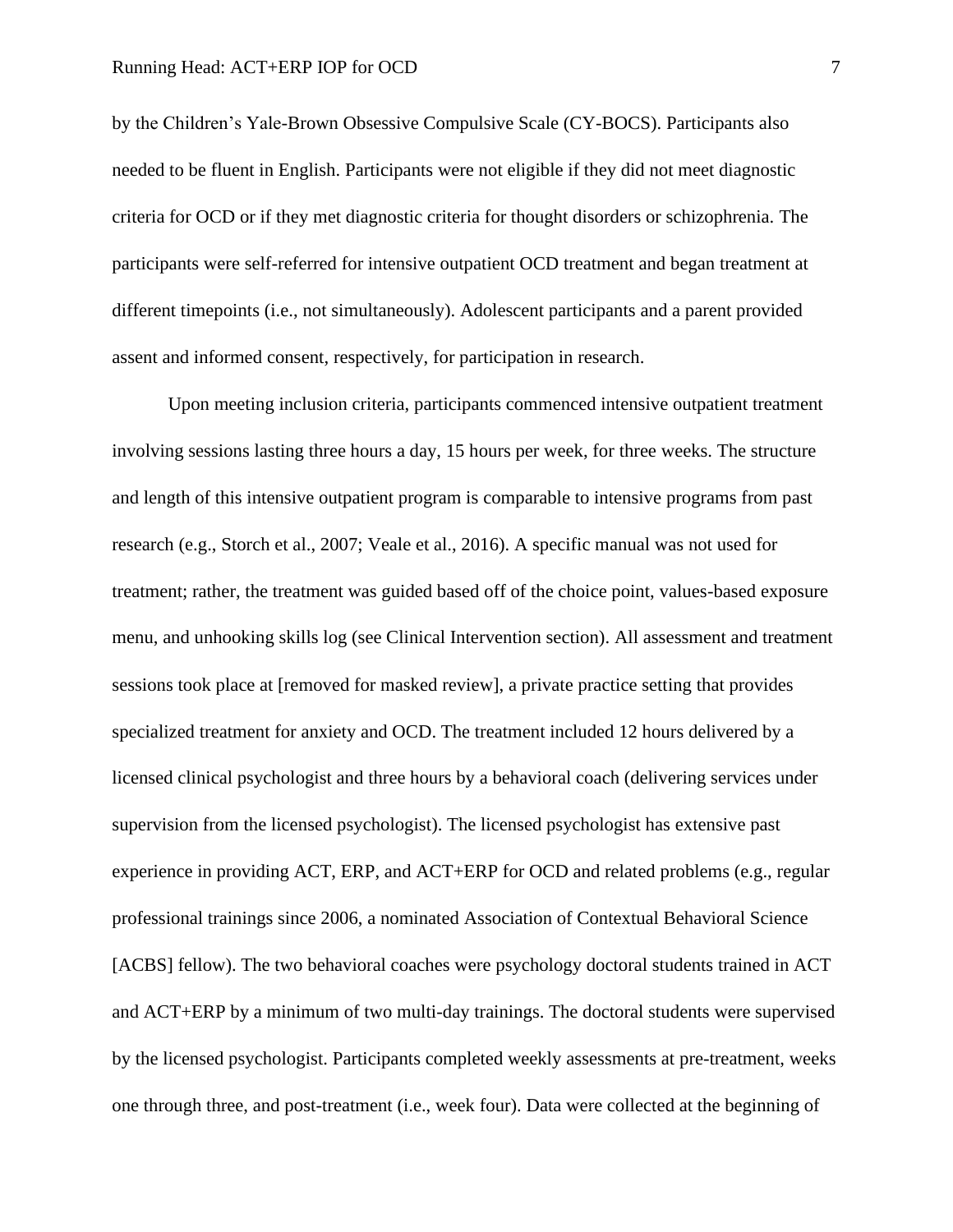by the Children's Yale-Brown Obsessive Compulsive Scale (CY-BOCS). Participants also needed to be fluent in English. Participants were not eligible if they did not meet diagnostic criteria for OCD or if they met diagnostic criteria for thought disorders or schizophrenia. The participants were self-referred for intensive outpatient OCD treatment and began treatment at different timepoints (i.e., not simultaneously). Adolescent participants and a parent provided assent and informed consent, respectively, for participation in research.

Upon meeting inclusion criteria, participants commenced intensive outpatient treatment involving sessions lasting three hours a day, 15 hours per week, for three weeks. The structure and length of this intensive outpatient program is comparable to intensive programs from past research (e.g., Storch et al., 2007; Veale et al., 2016). A specific manual was not used for treatment; rather, the treatment was guided based off of the choice point, values-based exposure menu, and unhooking skills log (see Clinical Intervention section). All assessment and treatment sessions took place at [removed for masked review], a private practice setting that provides specialized treatment for anxiety and OCD. The treatment included 12 hours delivered by a licensed clinical psychologist and three hours by a behavioral coach (delivering services under supervision from the licensed psychologist). The licensed psychologist has extensive past experience in providing ACT, ERP, and ACT+ERP for OCD and related problems (e.g., regular professional trainings since 2006, a nominated Association of Contextual Behavioral Science [ACBS] fellow). The two behavioral coaches were psychology doctoral students trained in ACT and ACT+ERP by a minimum of two multi-day trainings. The doctoral students were supervised by the licensed psychologist. Participants completed weekly assessments at pre-treatment, weeks one through three, and post-treatment (i.e., week four). Data were collected at the beginning of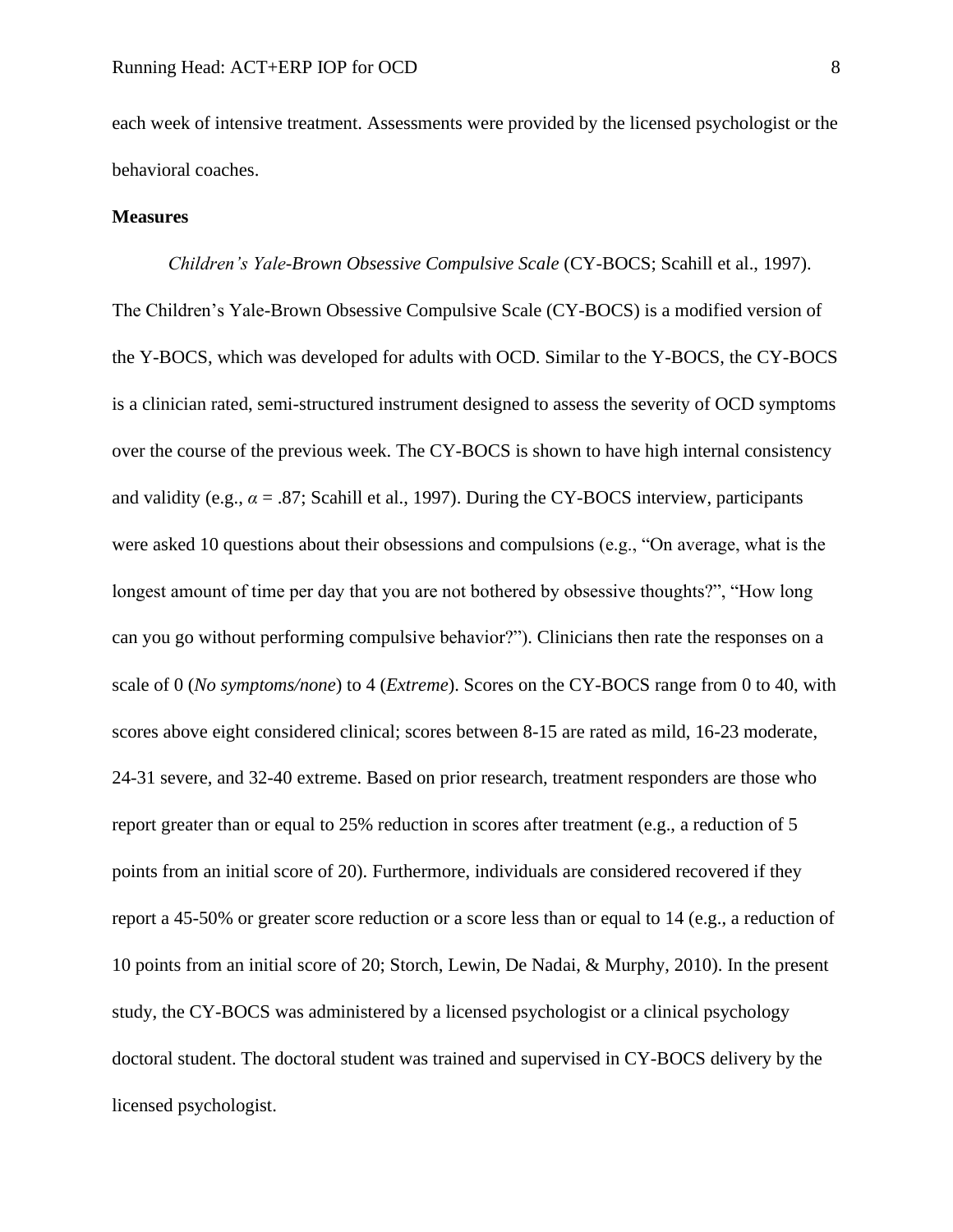each week of intensive treatment. Assessments were provided by the licensed psychologist or the behavioral coaches.

**Measures**

*Children's Yale-Brown Obsessive Compulsive Scale* (CY-BOCS; Scahill et al., 1997). The Children's Yale-Brown Obsessive Compulsive Scale (CY-BOCS) is a modified version of the Y-BOCS, which was developed for adults with OCD. Similar to the Y-BOCS, the CY-BOCS is a clinician rated, semi-structured instrument designed to assess the severity of OCD symptoms over the course of the previous week. The CY-BOCS is shown to have high internal consistency and validity (e.g., $\alpha$ = .87; Scahill et al., 1997). During the CY-BOCS interview, participants were asked 10 questions about their obsessions and compulsions (e.g., "On average, what is the longest amount of time per day that you are not bothered by obsessive thoughts?", "How long can you go without performing compulsive behavior?"). Clinicians then rate the responses on a scale of 0 (*No symptoms/none*) to 4 (*Extreme*). Scores on the CY-BOCS range from 0 to 40, with scores above eight considered clinical; scores between 8-15 are rated as mild, 16-23 moderate, 24-31 severe, and 32-40 extreme. Based on prior research, treatment responders are those who report greater than or equal to 25% reduction in scores after treatment (e.g., a reduction of 5 points from an initial score of 20). Furthermore, individuals are considered recovered if they report a 45-50% or greater score reduction or a score less than or equal to 14 (e.g., a reduction of 10 points from an initial score of 20; Storch, Lewin, De Nadai, & Murphy, 2010). In the present study, the CY-BOCS was administered by a licensed psychologist or a clinical psychology doctoral student. The doctoral student was trained and supervised in CY-BOCS delivery by the licensed psychologist.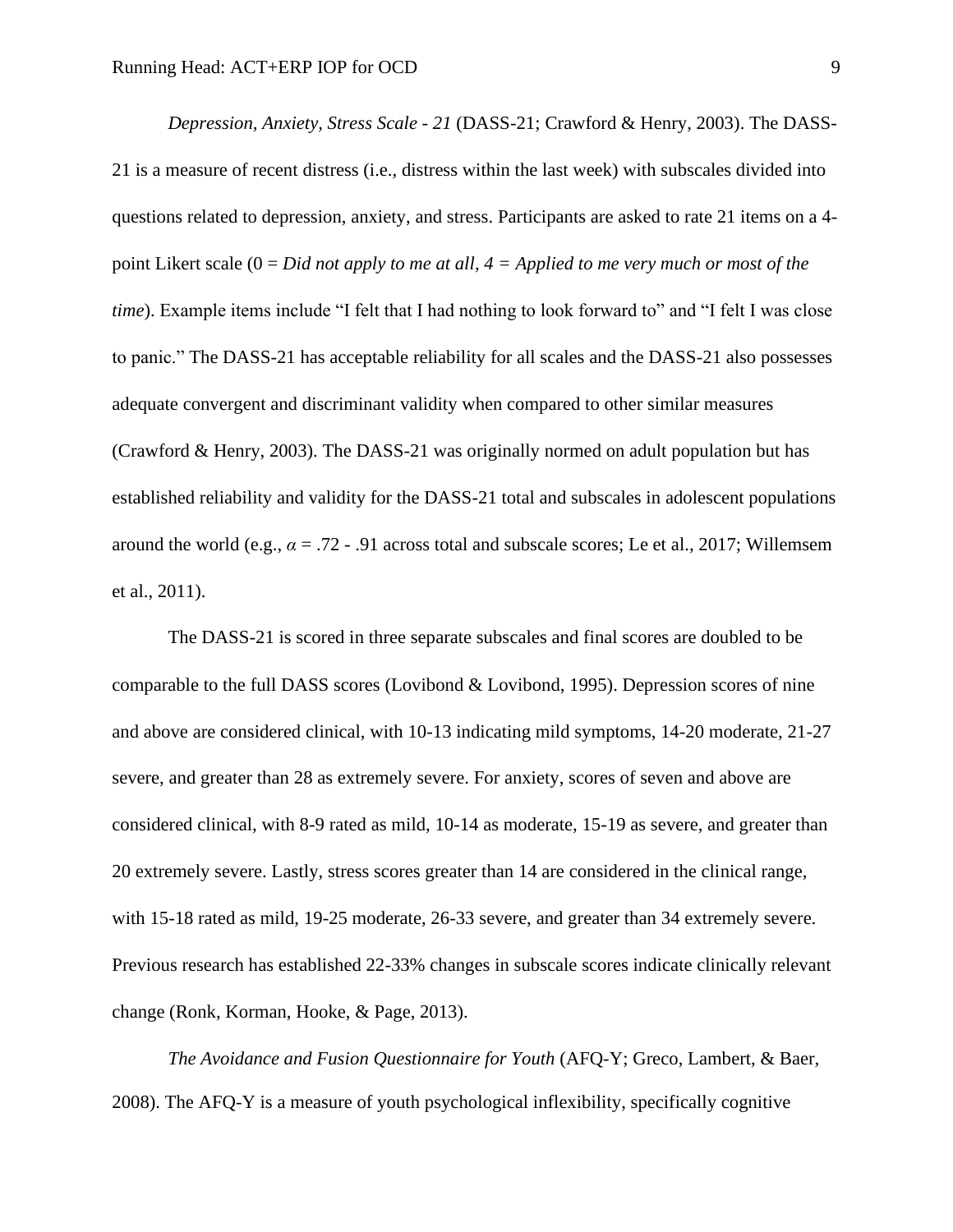*Depression, Anxiety, Stress Scale - 21* (DASS-21; Crawford & Henry, 2003). The DASS-21 is a measure of recent distress (i.e., distress within the last week) with subscales divided into questions related to depression, anxiety, and stress. Participants are asked to rate 21 items on a 4-point Likert scale (0 = *Did not apply to me at all*, *4 = Applied to me very much or most of the time*). Example items include "I felt that I had nothing to look forward to" and "I felt I was close to panic." The DASS-21 has acceptable reliability for all scales and the DASS-21 also possesses adequate convergent and discriminant validity when compared to other similar measures (Crawford & Henry, 2003). The DASS-21 was originally normed on adult population but has established reliability and validity for the DASS-21 total and subscales in adolescent populations around the world (e.g., $\alpha$ = .72 - .91 across total and subscale scores; Le et al., 2017; Willemsem et al., 2011).

The DASS-21 is scored in three separate subscales and final scores are doubled to be comparable to the full DASS scores (Lovibond & Lovibond, 1995). Depression scores of nine and above are considered clinical, with 10-13 indicating mild symptoms, 14-20 moderate, 21-27 severe, and greater than 28 as extremely severe. For anxiety, scores of seven and above are considered clinical, with 8-9 rated as mild, 10-14 as moderate, 15-19 as severe, and greater than 20 extremely severe. Lastly, stress scores greater than 14 are considered in the clinical range, with 15-18 rated as mild, 19-25 moderate, 26-33 severe, and greater than 34 extremely severe. Previous research has established 22-33% changes in subscale scores indicate clinically relevant change (Ronk, Korman, Hooke, & Page, 2013).

*The Avoidance and Fusion Questionnaire for Youth* (AFQ-Y; Greco, Lambert, & Baer, 2008). The AFQ-Y is a measure of youth psychological inflexibility, specifically cognitive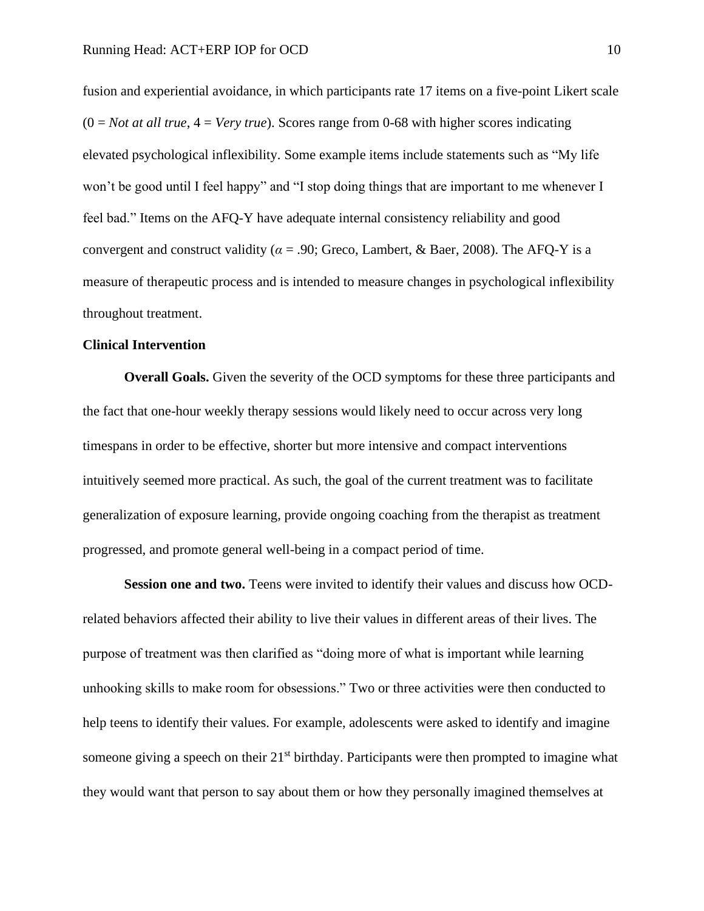fusion and experiential avoidance, in which participants rate 17 items on a five-point Likert scale (0 = *Not at all true*, 4 = *Very true*). Scores range from 0-68 with higher scores indicating elevated psychological inflexibility. Some example items include statements such as "My life won't be good until I feel happy" and "I stop doing things that are important to me whenever I feel bad." Items on the AFQ-Y have adequate internal consistency reliability and good convergent and construct validity ($\alpha = .90$; Greco, Lambert, & Baer, 2008). The AFQ-Y is a measure of therapeutic process and is intended to measure changes in psychological inflexibility throughout treatment.

**Clinical Intervention**

**Overall Goals.** Given the severity of the OCD symptoms for these three participants and the fact that one-hour weekly therapy sessions would likely need to occur across very long timespans in order to be effective, shorter but more intensive and compact interventions intuitively seemed more practical. As such, the goal of the current treatment was to facilitate generalization of exposure learning, provide ongoing coaching from the therapist as treatment progressed, and promote general well-being in a compact period of time.

**Session one and two.** Teens were invited to identify their values and discuss how OCD-related behaviors affected their ability to live their values in different areas of their lives. The purpose of treatment was then clarified as "doing more of what is important while learning unhooking skills to make room for obsessions." Two or three activities were then conducted to help teens to identify their values. For example, adolescents were asked to identify and imagine someone giving a speech on their 21st birthday. Participants were then prompted to imagine what they would want that person to say about them or how they personally imagined themselves at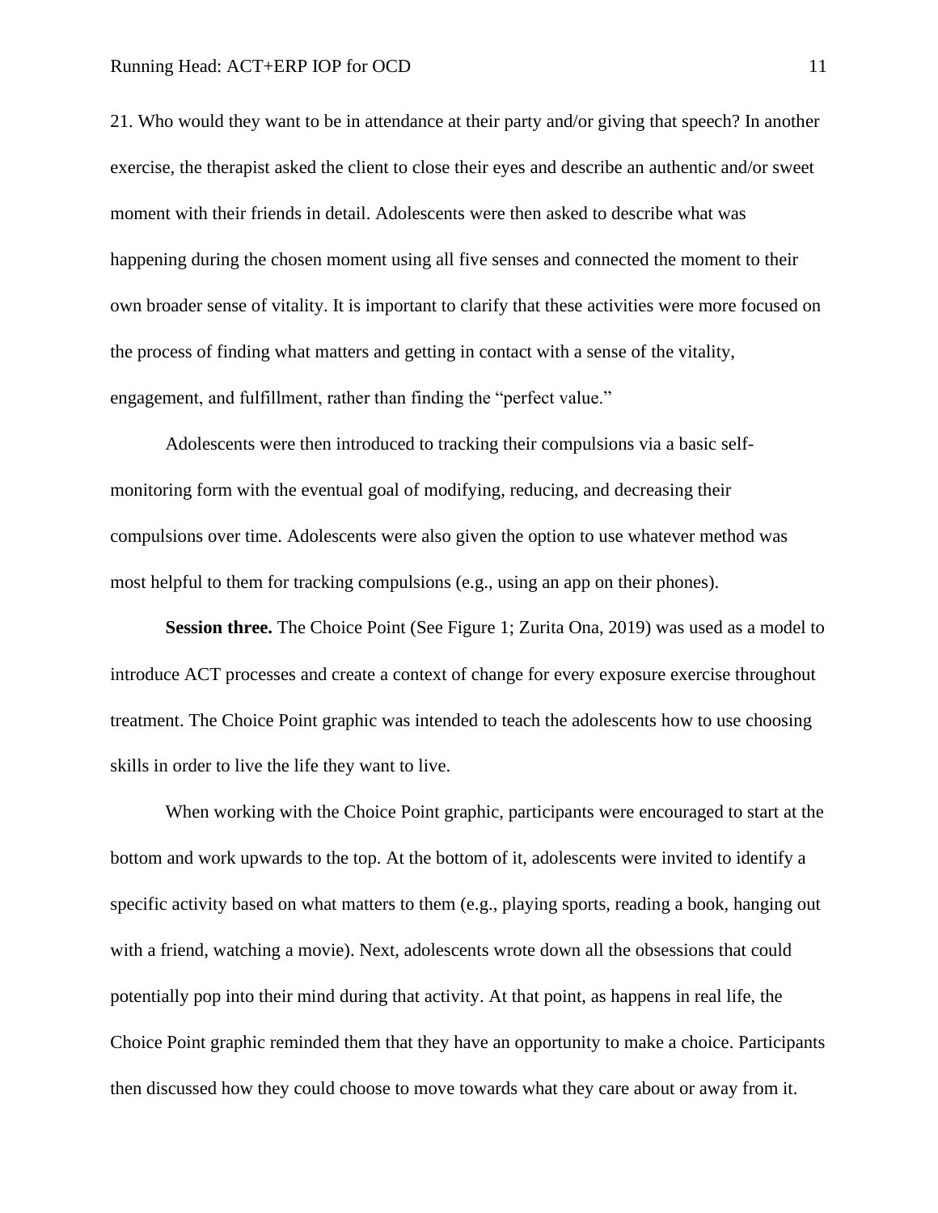21. Who would they want to be in attendance at their party and/or giving that speech? In another exercise, the therapist asked the client to close their eyes and describe an authentic and/or sweet moment with their friends in detail. Adolescents were then asked to describe what was happening during the chosen moment using all five senses and connected the moment to their own broader sense of vitality. It is important to clarify that these activities were more focused on the process of finding what matters and getting in contact with a sense of the vitality, engagement, and fulfillment, rather than finding the "perfect value."

Adolescents were then introduced to tracking their compulsions via a basic self-monitoring form with the eventual goal of modifying, reducing, and decreasing their compulsions over time. Adolescents were also given the option to use whatever method was most helpful to them for tracking compulsions (e.g., using an app on their phones).

**Session three.** The Choice Point (See Figure 1; Zurita Ona, 2019) was used as a model to introduce ACT processes and create a context of change for every exposure exercise throughout treatment. The Choice Point graphic was intended to teach the adolescents how to use choosing skills in order to live the life they want to live.

When working with the Choice Point graphic, participants were encouraged to start at the bottom and work upwards to the top. At the bottom of it, adolescents were invited to identify a specific activity based on what matters to them (e.g., playing sports, reading a book, hanging out with a friend, watching a movie). Next, adolescents wrote down all the obsessions that could potentially pop into their mind during that activity. At that point, as happens in real life, the Choice Point graphic reminded them that they have an opportunity to make a choice. Participants then discussed how they could choose to move towards what they care about or away from it.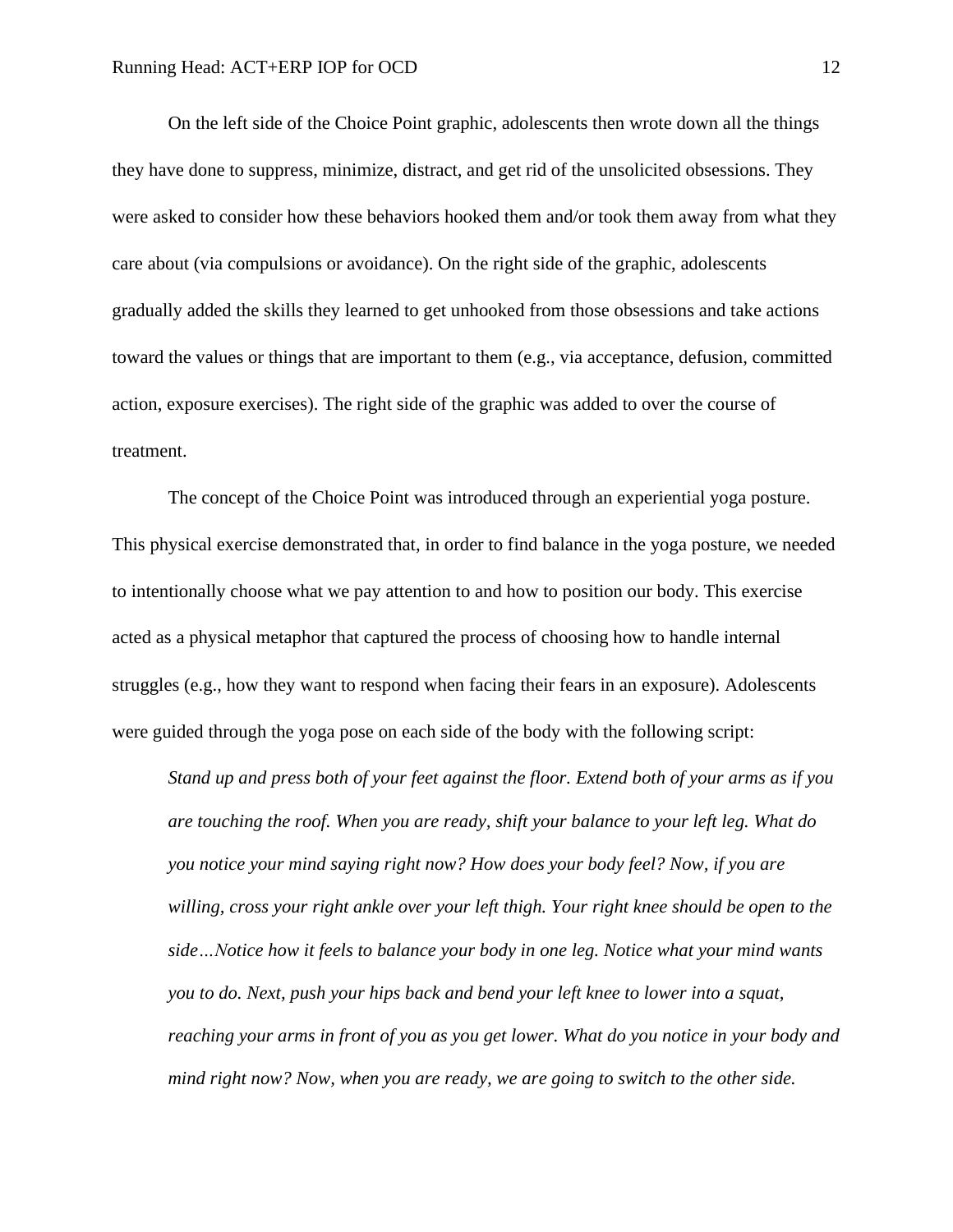On the left side of the Choice Point graphic, adolescents then wrote down all the things they have done to suppress, minimize, distract, and get rid of the unsolicited obsessions. They were asked to consider how these behaviors hooked them and/or took them away from what they care about (via compulsions or avoidance). On the right side of the graphic, adolescents gradually added the skills they learned to get unhooked from those obsessions and take actions toward the values or things that are important to them (e.g., via acceptance, defusion, committed action, exposure exercises). The right side of the graphic was added to over the course of treatment.

The concept of the Choice Point was introduced through an experiential yoga posture. This physical exercise demonstrated that, in order to find balance in the yoga posture, we needed to intentionally choose what we pay attention to and how to position our body. This exercise acted as a physical metaphor that captured the process of choosing how to handle internal struggles (e.g., how they want to respond when facing their fears in an exposure). Adolescents were guided through the yoga pose on each side of the body with the following script:

> *Stand up and press both of your feet against the floor. Extend both of your arms as if you are touching the roof. When you are ready, shift your balance to your left leg. What do you notice your mind saying right now? How does your body feel? Now, if you are willing, cross your right ankle over your left thigh. Your right knee should be open to the side…Notice how it feels to balance your body in one leg. Notice what your mind wants you to do. Next, push your hips back and bend your left knee to lower into a squat, reaching your arms in front of you as you get lower. What do you notice in your body and mind right now? Now, when you are ready, we are going to switch to the other side.*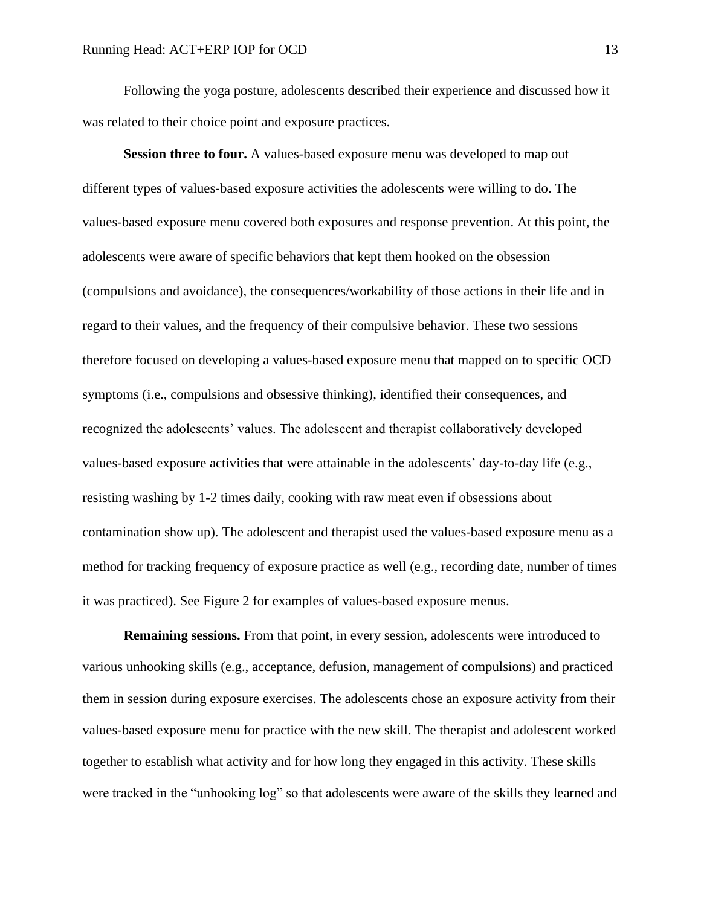Following the yoga posture, adolescents described their experience and discussed how it was related to their choice point and exposure practices.

**Session three to four.** A values-based exposure menu was developed to map out different types of values-based exposure activities the adolescents were willing to do. The values-based exposure menu covered both exposures and response prevention. At this point, the adolescents were aware of specific behaviors that kept them hooked on the obsession (compulsions and avoidance), the consequences/workability of those actions in their life and in regard to their values, and the frequency of their compulsive behavior. These two sessions therefore focused on developing a values-based exposure menu that mapped on to specific OCD symptoms (i.e., compulsions and obsessive thinking), identified their consequences, and recognized the adolescents' values. The adolescent and therapist collaboratively developed values-based exposure activities that were attainable in the adolescents' day-to-day life (e.g., resisting washing by 1-2 times daily, cooking with raw meat even if obsessions about contamination show up). The adolescent and therapist used the values-based exposure menu as a method for tracking frequency of exposure practice as well (e.g., recording date, number of times it was practiced). See Figure 2 for examples of values-based exposure menus.

**Remaining sessions.** From that point, in every session, adolescents were introduced to various unhooking skills (e.g., acceptance, defusion, management of compulsions) and practiced them in session during exposure exercises. The adolescents chose an exposure activity from their values-based exposure menu for practice with the new skill. The therapist and adolescent worked together to establish what activity and for how long they engaged in this activity. These skills were tracked in the "unhooking log" so that adolescents were aware of the skills they learned and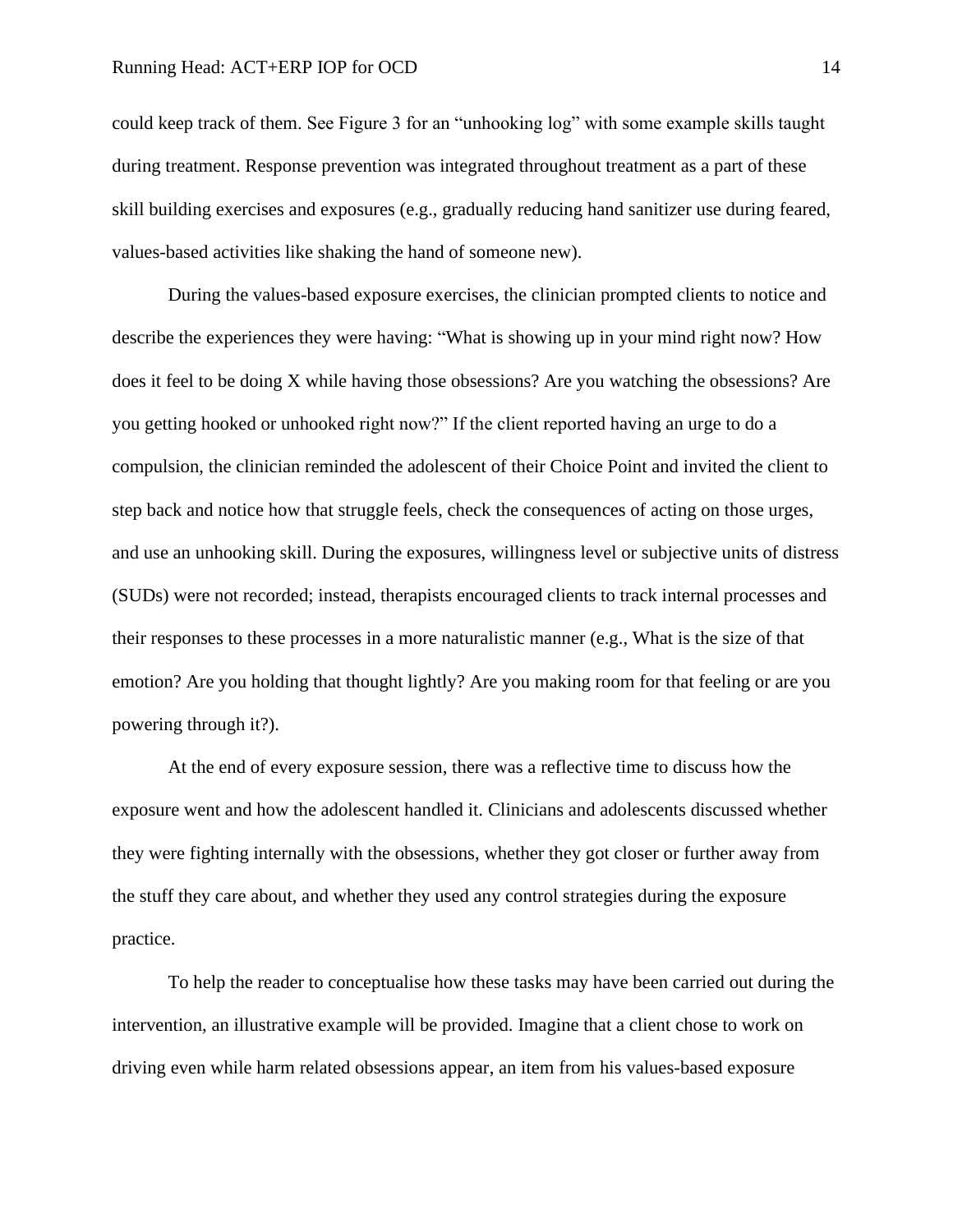could keep track of them. See Figure 3 for an "unhooking log" with some example skills taught during treatment. Response prevention was integrated throughout treatment as a part of these skill building exercises and exposures (e.g., gradually reducing hand sanitizer use during feared, values-based activities like shaking the hand of someone new).

During the values-based exposure exercises, the clinician prompted clients to notice and describe the experiences they were having: "What is showing up in your mind right now? How does it feel to be doing X while having those obsessions? Are you watching the obsessions? Are you getting hooked or unhooked right now?" If the client reported having an urge to do a compulsion, the clinician reminded the adolescent of their Choice Point and invited the client to step back and notice how that struggle feels, check the consequences of acting on those urges, and use an unhooking skill. During the exposures, willingness level or subjective units of distress (SUDs) were not recorded; instead, therapists encouraged clients to track internal processes and their responses to these processes in a more naturalistic manner (e.g., What is the size of that emotion? Are you holding that thought lightly? Are you making room for that feeling or are you powering through it?).

At the end of every exposure session, there was a reflective time to discuss how the exposure went and how the adolescent handled it. Clinicians and adolescents discussed whether they were fighting internally with the obsessions, whether they got closer or further away from the stuff they care about, and whether they used any control strategies during the exposure practice.

To help the reader to conceptualise how these tasks may have been carried out during the intervention, an illustrative example will be provided. Imagine that a client chose to work on driving even while harm related obsessions appear, an item from his values-based exposure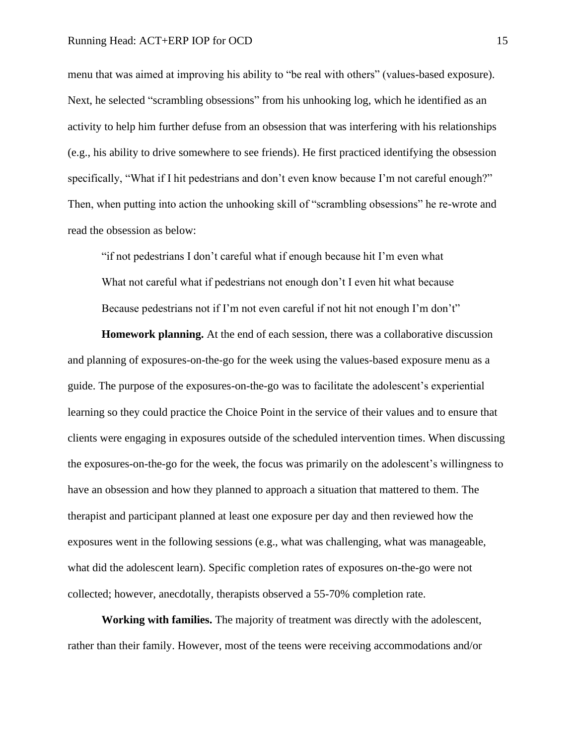menu that was aimed at improving his ability to "be real with others" (values-based exposure). Next, he selected "scrambling obsessions" from his unhooking log, which he identified as an activity to help him further defuse from an obsession that was interfering with his relationships (e.g., his ability to drive somewhere to see friends). He first practiced identifying the obsession specifically, "What if I hit pedestrians and don't even know because I'm not careful enough?" Then, when putting into action the unhooking skill of "scrambling obsessions" he re-wrote and read the obsession as below:

> "if not pedestrians I don't careful what if enough because hit I'm even what
> What not careful what if pedestrians not enough don't I even hit what because
> Because pedestrians not if I'm not even careful if not hit not enough I'm don't"

**Homework planning.** At the end of each session, there was a collaborative discussion and planning of exposures-on-the-go for the week using the values-based exposure menu as a guide. The purpose of the exposures-on-the-go was to facilitate the adolescent's experiential learning so they could practice the Choice Point in the service of their values and to ensure that clients were engaging in exposures outside of the scheduled intervention times. When discussing the exposures-on-the-go for the week, the focus was primarily on the adolescent's willingness to have an obsession and how they planned to approach a situation that mattered to them. The therapist and participant planned at least one exposure per day and then reviewed how the exposures went in the following sessions (e.g., what was challenging, what was manageable, what did the adolescent learn). Specific completion rates of exposures on-the-go were not collected; however, anecdotally, therapists observed a 55-70% completion rate.

**Working with families.** The majority of treatment was directly with the adolescent, rather than their family. However, most of the teens were receiving accommodations and/or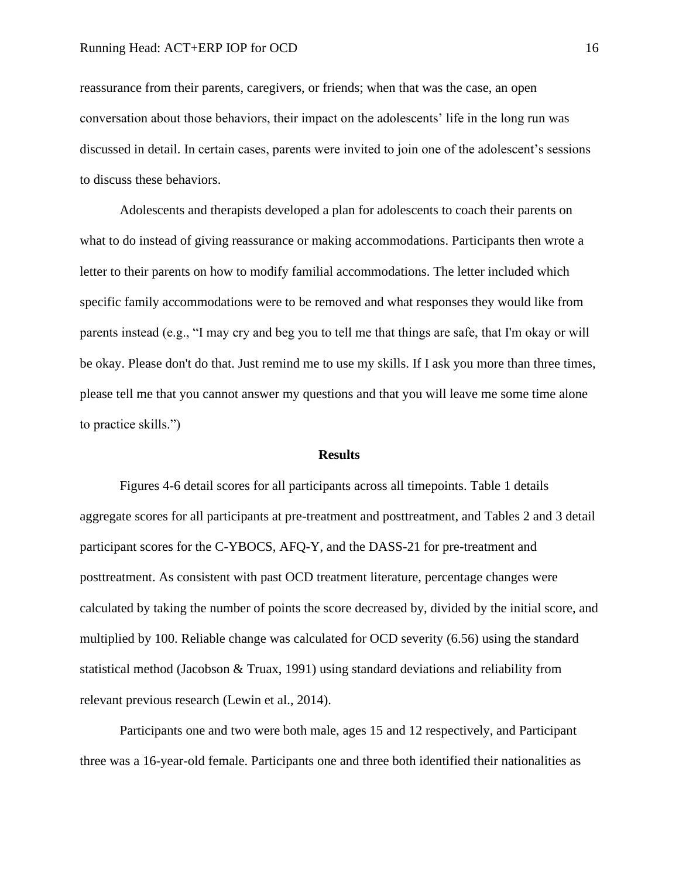reassurance from their parents, caregivers, or friends; when that was the case, an open conversation about those behaviors, their impact on the adolescents' life in the long run was discussed in detail. In certain cases, parents were invited to join one of the adolescent's sessions to discuss these behaviors.

Adolescents and therapists developed a plan for adolescents to coach their parents on what to do instead of giving reassurance or making accommodations. Participants then wrote a letter to their parents on how to modify familial accommodations. The letter included which specific family accommodations were to be removed and what responses they would like from parents instead (e.g., "I may cry and beg you to tell me that things are safe, that I'm okay or will be okay. Please don't do that. Just remind me to use my skills. If I ask you more than three times, please tell me that you cannot answer my questions and that you will leave me some time alone to practice skills.")

## Results

Figures 4-6 detail scores for all participants across all timepoints. Table 1 details aggregate scores for all participants at pre-treatment and posttreatment, and Tables 2 and 3 detail participant scores for the C-YBOCS, AFQ-Y, and the DASS-21 for pre-treatment and posttreatment. As consistent with past OCD treatment literature, percentage changes were calculated by taking the number of points the score decreased by, divided by the initial score, and multiplied by 100. Reliable change was calculated for OCD severity (6.56) using the standard statistical method (Jacobson & Truax, 1991) using standard deviations and reliability from relevant previous research (Lewin et al., 2014).

Participants one and two were both male, ages 15 and 12 respectively, and Participant three was a 16-year-old female. Participants one and three both identified their nationalities as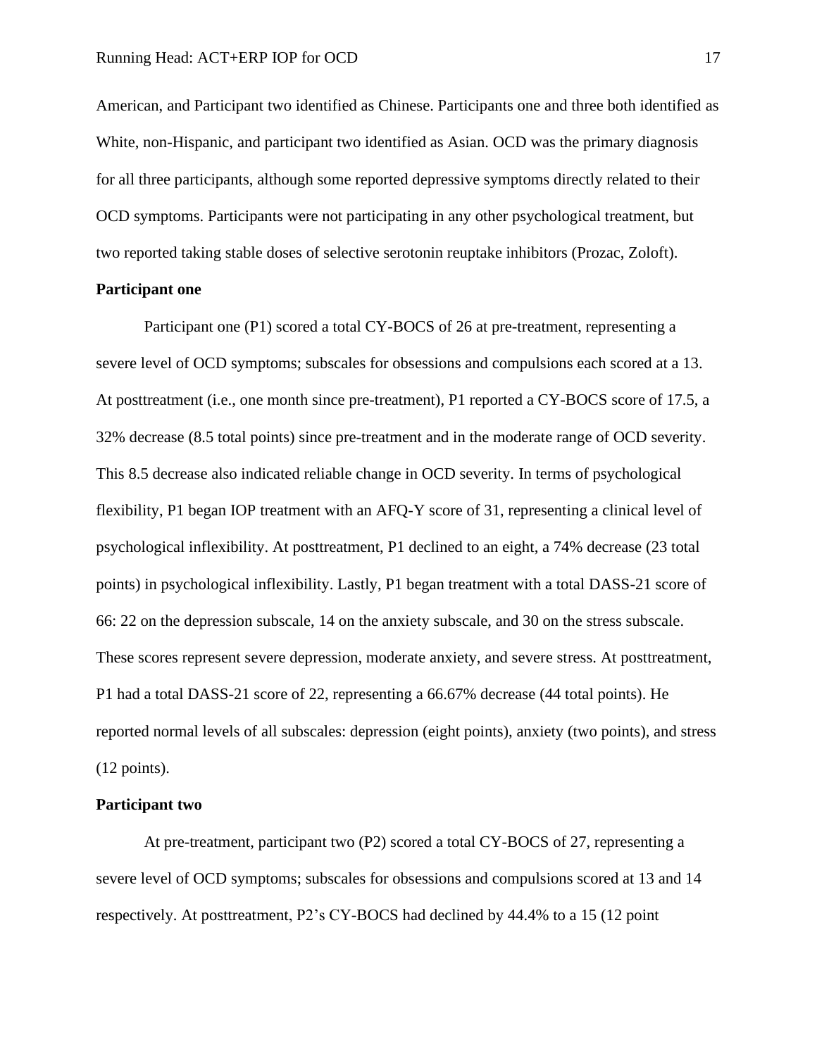American, and Participant two identified as Chinese. Participants one and three both identified as White, non-Hispanic, and participant two identified as Asian. OCD was the primary diagnosis for all three participants, although some reported depressive symptoms directly related to their OCD symptoms. Participants were not participating in any other psychological treatment, but two reported taking stable doses of selective serotonin reuptake inhibitors (Prozac, Zoloft).

**Participant one**

Participant one (P1) scored a total CY-BOCS of 26 at pre-treatment, representing a severe level of OCD symptoms; subscales for obsessions and compulsions each scored at a 13. At posttreatment (i.e., one month since pre-treatment), P1 reported a CY-BOCS score of 17.5, a 32% decrease (8.5 total points) since pre-treatment and in the moderate range of OCD severity. This 8.5 decrease also indicated reliable change in OCD severity. In terms of psychological flexibility, P1 began IOP treatment with an AFQ-Y score of 31, representing a clinical level of psychological inflexibility. At posttreatment, P1 declined to an eight, a 74% decrease (23 total points) in psychological inflexibility. Lastly, P1 began treatment with a total DASS-21 score of 66: 22 on the depression subscale, 14 on the anxiety subscale, and 30 on the stress subscale. These scores represent severe depression, moderate anxiety, and severe stress. At posttreatment, P1 had a total DASS-21 score of 22, representing a 66.67% decrease (44 total points). He reported normal levels of all subscales: depression (eight points), anxiety (two points), and stress (12 points).

**Participant two**

At pre-treatment, participant two (P2) scored a total CY-BOCS of 27, representing a severe level of OCD symptoms; subscales for obsessions and compulsions scored at 13 and 14 respectively. At posttreatment, P2's CY-BOCS had declined by 44.4% to a 15 (12 point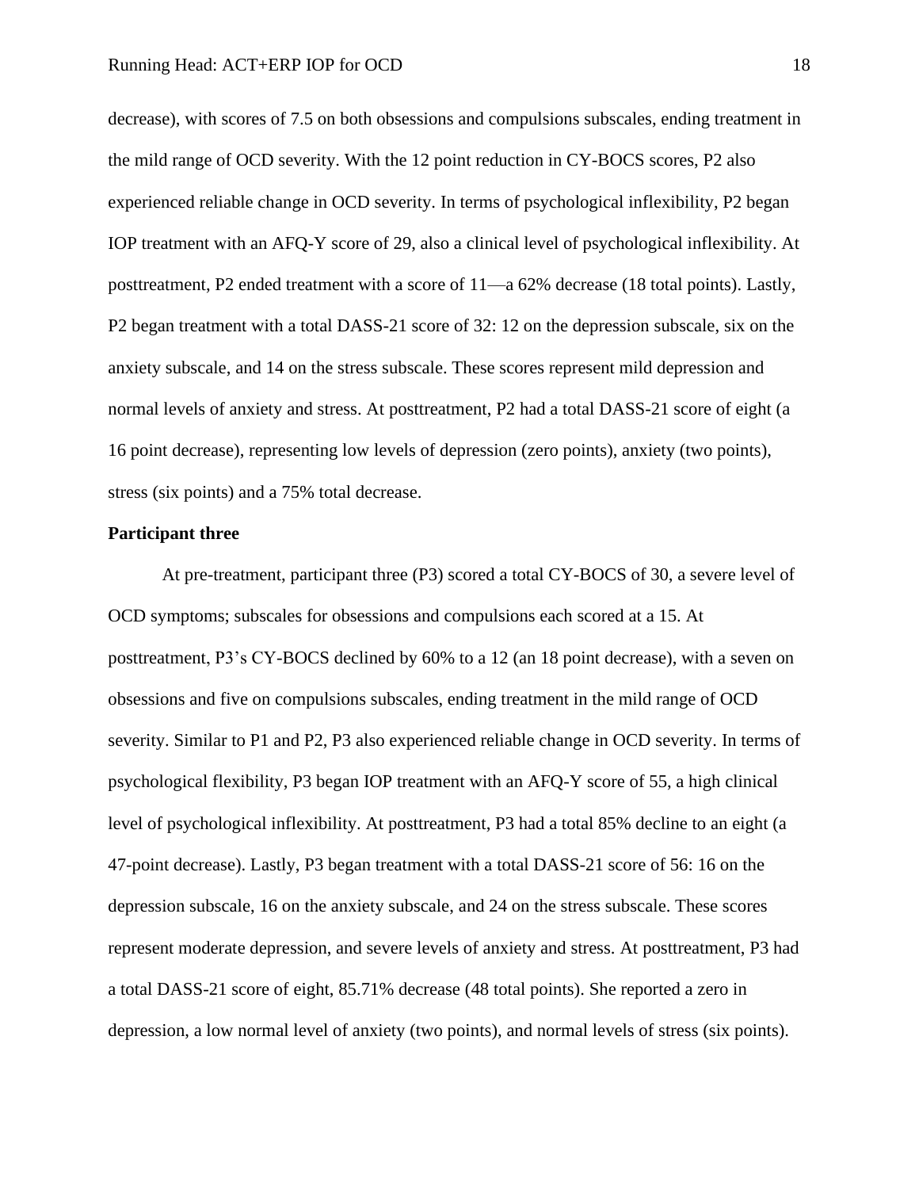decrease), with scores of 7.5 on both obsessions and compulsions subscales, ending treatment in the mild range of OCD severity. With the 12 point reduction in CY-BOCS scores, P2 also experienced reliable change in OCD severity. In terms of psychological inflexibility, P2 began IOP treatment with an AFQ-Y score of 29, also a clinical level of psychological inflexibility. At posttreatment, P2 ended treatment with a score of 11—a 62% decrease (18 total points). Lastly, P2 began treatment with a total DASS-21 score of 32: 12 on the depression subscale, six on the anxiety subscale, and 14 on the stress subscale. These scores represent mild depression and normal levels of anxiety and stress. At posttreatment, P2 had a total DASS-21 score of eight (a 16 point decrease), representing low levels of depression (zero points), anxiety (two points), stress (six points) and a 75% total decrease.

**Participant three**

At pre-treatment, participant three (P3) scored a total CY-BOCS of 30, a severe level of OCD symptoms; subscales for obsessions and compulsions each scored at a 15. At posttreatment, P3's CY-BOCS declined by 60% to a 12 (an 18 point decrease), with a seven on obsessions and five on compulsions subscales, ending treatment in the mild range of OCD severity. Similar to P1 and P2, P3 also experienced reliable change in OCD severity. In terms of psychological flexibility, P3 began IOP treatment with an AFQ-Y score of 55, a high clinical level of psychological inflexibility. At posttreatment, P3 had a total 85% decline to an eight (a 47-point decrease). Lastly, P3 began treatment with a total DASS-21 score of 56: 16 on the depression subscale, 16 on the anxiety subscale, and 24 on the stress subscale. These scores represent moderate depression, and severe levels of anxiety and stress. At posttreatment, P3 had a total DASS-21 score of eight, 85.71% decrease (48 total points). She reported a zero in depression, a low normal level of anxiety (two points), and normal levels of stress (six points).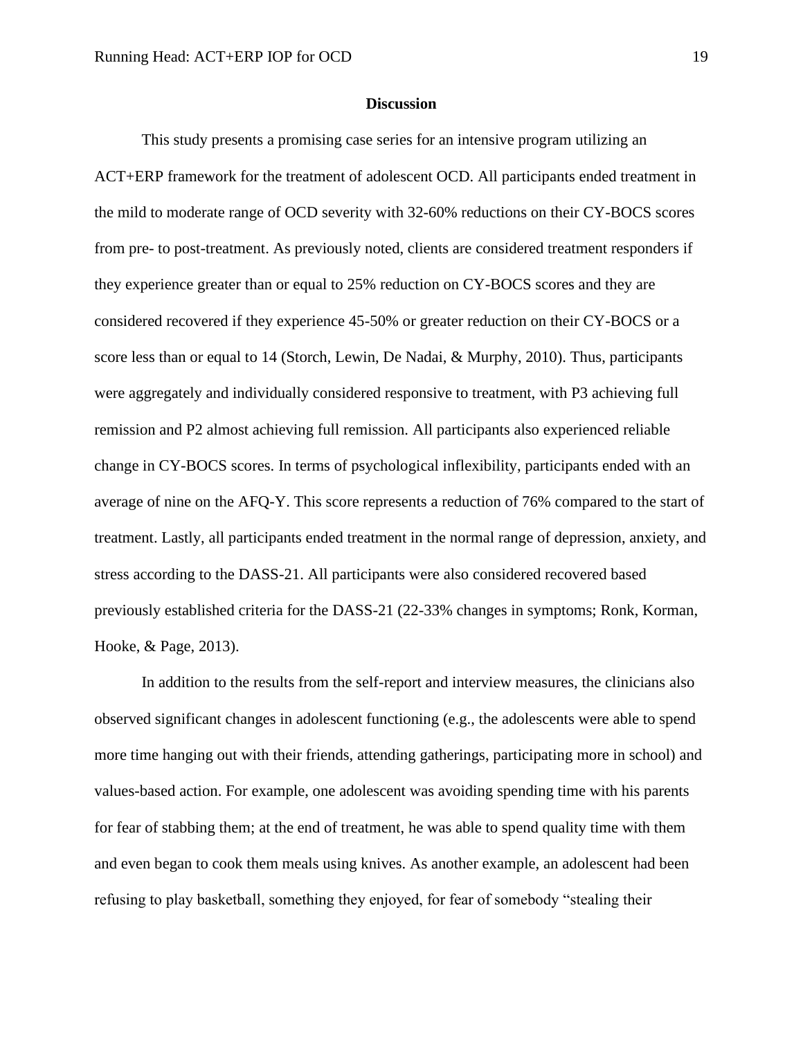## Discussion

This study presents a promising case series for an intensive program utilizing an ACT+ERP framework for the treatment of adolescent OCD. All participants ended treatment in the mild to moderate range of OCD severity with 32-60% reductions on their CY-BOCS scores from pre- to post-treatment. As previously noted, clients are considered treatment responders if they experience greater than or equal to 25% reduction on CY-BOCS scores and they are considered recovered if they experience 45-50% or greater reduction on their CY-BOCS or a score less than or equal to 14 (Storch, Lewin, De Nadai, & Murphy, 2010). Thus, participants were aggregately and individually considered responsive to treatment, with P3 achieving full remission and P2 almost achieving full remission. All participants also experienced reliable change in CY-BOCS scores. In terms of psychological inflexibility, participants ended with an average of nine on the AFQ-Y. This score represents a reduction of 76% compared to the start of treatment. Lastly, all participants ended treatment in the normal range of depression, anxiety, and stress according to the DASS-21. All participants were also considered recovered based previously established criteria for the DASS-21 (22-33% changes in symptoms; Ronk, Korman, Hooke, & Page, 2013).

In addition to the results from the self-report and interview measures, the clinicians also observed significant changes in adolescent functioning (e.g., the adolescents were able to spend more time hanging out with their friends, attending gatherings, participating more in school) and values-based action. For example, one adolescent was avoiding spending time with his parents for fear of stabbing them; at the end of treatment, he was able to spend quality time with them and even began to cook them meals using knives. As another example, an adolescent had been refusing to play basketball, something they enjoyed, for fear of somebody "stealing their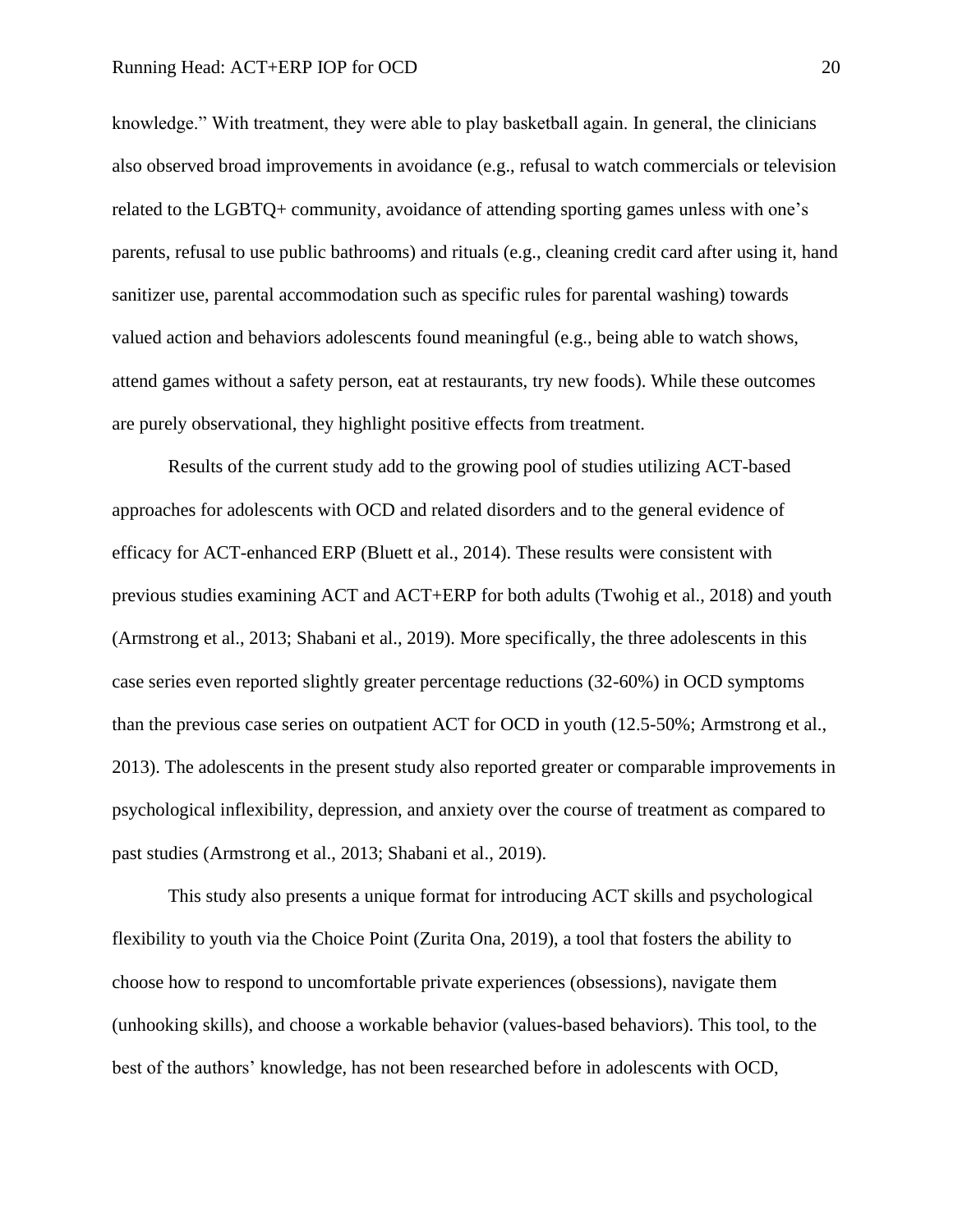knowledge." With treatment, they were able to play basketball again. In general, the clinicians also observed broad improvements in avoidance (e.g., refusal to watch commercials or television related to the LGBTQ+ community, avoidance of attending sporting games unless with one's parents, refusal to use public bathrooms) and rituals (e.g., cleaning credit card after using it, hand sanitizer use, parental accommodation such as specific rules for parental washing) towards valued action and behaviors adolescents found meaningful (e.g., being able to watch shows, attend games without a safety person, eat at restaurants, try new foods). While these outcomes are purely observational, they highlight positive effects from treatment.

Results of the current study add to the growing pool of studies utilizing ACT-based approaches for adolescents with OCD and related disorders and to the general evidence of efficacy for ACT-enhanced ERP (Bluett et al., 2014). These results were consistent with previous studies examining ACT and ACT+ERP for both adults (Twohig et al., 2018) and youth (Armstrong et al., 2013; Shabani et al., 2019). More specifically, the three adolescents in this case series even reported slightly greater percentage reductions (32-60%) in OCD symptoms than the previous case series on outpatient ACT for OCD in youth (12.5-50%; Armstrong et al., 2013). The adolescents in the present study also reported greater or comparable improvements in psychological inflexibility, depression, and anxiety over the course of treatment as compared to past studies (Armstrong et al., 2013; Shabani et al., 2019).

This study also presents a unique format for introducing ACT skills and psychological flexibility to youth via the Choice Point (Zurita Ona, 2019), a tool that fosters the ability to choose how to respond to uncomfortable private experiences (obsessions), navigate them (unhooking skills), and choose a workable behavior (values-based behaviors). This tool, to the best of the authors' knowledge, has not been researched before in adolescents with OCD,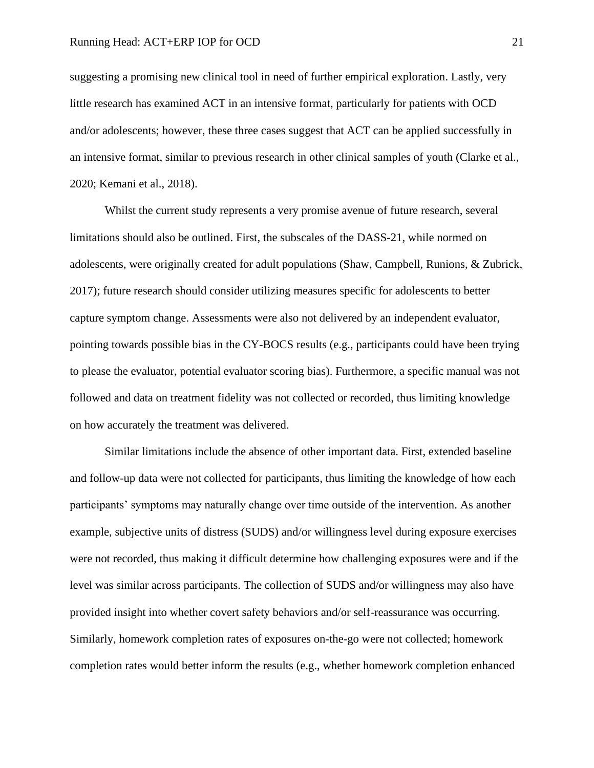suggesting a promising new clinical tool in need of further empirical exploration. Lastly, very little research has examined ACT in an intensive format, particularly for patients with OCD and/or adolescents; however, these three cases suggest that ACT can be applied successfully in an intensive format, similar to previous research in other clinical samples of youth (Clarke et al., 2020; Kemani et al., 2018).

Whilst the current study represents a very promise avenue of future research, several limitations should also be outlined. First, the subscales of the DASS-21, while normed on adolescents, were originally created for adult populations (Shaw, Campbell, Runions, & Zubrick, 2017); future research should consider utilizing measures specific for adolescents to better capture symptom change. Assessments were also not delivered by an independent evaluator, pointing towards possible bias in the CY-BOCS results (e.g., participants could have been trying to please the evaluator, potential evaluator scoring bias). Furthermore, a specific manual was not followed and data on treatment fidelity was not collected or recorded, thus limiting knowledge on how accurately the treatment was delivered.

Similar limitations include the absence of other important data. First, extended baseline and follow-up data were not collected for participants, thus limiting the knowledge of how each participants' symptoms may naturally change over time outside of the intervention. As another example, subjective units of distress (SUDS) and/or willingness level during exposure exercises were not recorded, thus making it difficult determine how challenging exposures were and if the level was similar across participants. The collection of SUDS and/or willingness may also have provided insight into whether covert safety behaviors and/or self-reassurance was occurring. Similarly, homework completion rates of exposures on-the-go were not collected; homework completion rates would better inform the results (e.g., whether homework completion enhanced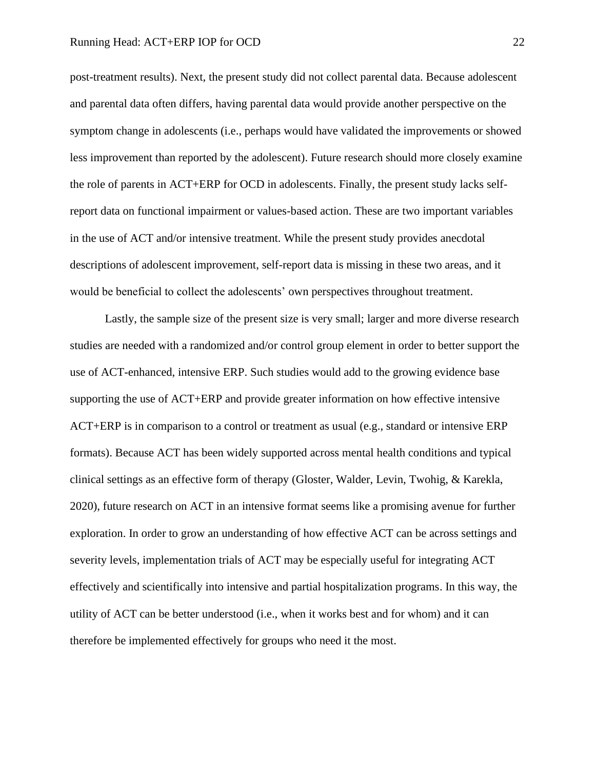post-treatment results). Next, the present study did not collect parental data. Because adolescent and parental data often differs, having parental data would provide another perspective on the symptom change in adolescents (i.e., perhaps would have validated the improvements or showed less improvement than reported by the adolescent). Future research should more closely examine the role of parents in ACT+ERP for OCD in adolescents. Finally, the present study lacks self-report data on functional impairment or values-based action. These are two important variables in the use of ACT and/or intensive treatment. While the present study provides anecdotal descriptions of adolescent improvement, self-report data is missing in these two areas, and it would be beneficial to collect the adolescents' own perspectives throughout treatment.

Lastly, the sample size of the present size is very small; larger and more diverse research studies are needed with a randomized and/or control group element in order to better support the use of ACT-enhanced, intensive ERP. Such studies would add to the growing evidence base supporting the use of ACT+ERP and provide greater information on how effective intensive ACT+ERP is in comparison to a control or treatment as usual (e.g., standard or intensive ERP formats). Because ACT has been widely supported across mental health conditions and typical clinical settings as an effective form of therapy (Gloster, Walder, Levin, Twohig, & Karekla, 2020), future research on ACT in an intensive format seems like a promising avenue for further exploration. In order to grow an understanding of how effective ACT can be across settings and severity levels, implementation trials of ACT may be especially useful for integrating ACT effectively and scientifically into intensive and partial hospitalization programs. In this way, the utility of ACT can be better understood (i.e., when it works best and for whom) and it can therefore be implemented effectively for groups who need it the most.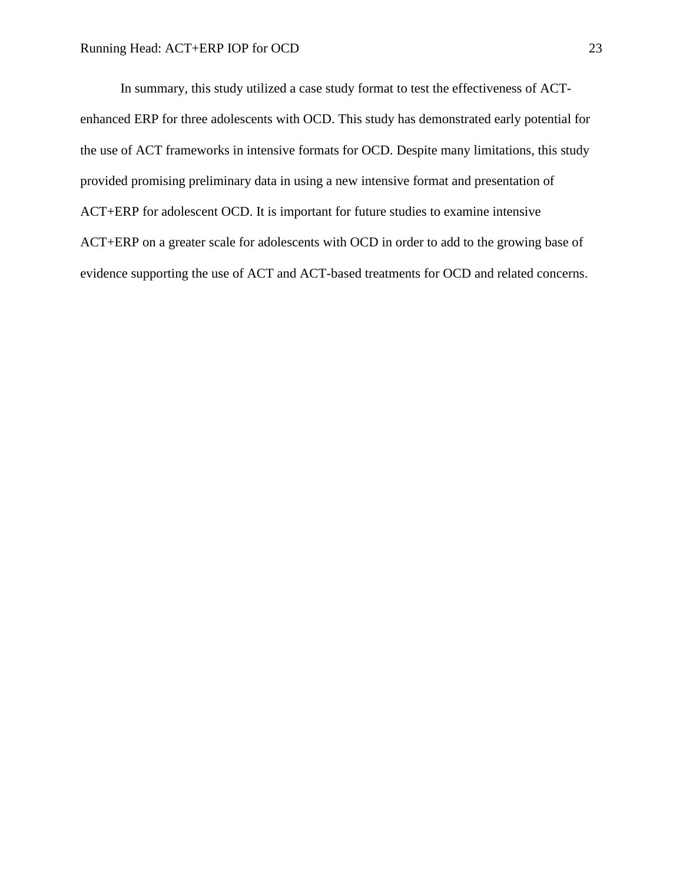In summary, this study utilized a case study format to test the effectiveness of ACT-enhanced ERP for three adolescents with OCD. This study has demonstrated early potential for the use of ACT frameworks in intensive formats for OCD. Despite many limitations, this study provided promising preliminary data in using a new intensive format and presentation of ACT+ERP for adolescent OCD. It is important for future studies to examine intensive ACT+ERP on a greater scale for adolescents with OCD in order to add to the growing base of evidence supporting the use of ACT and ACT-based treatments for OCD and related concerns.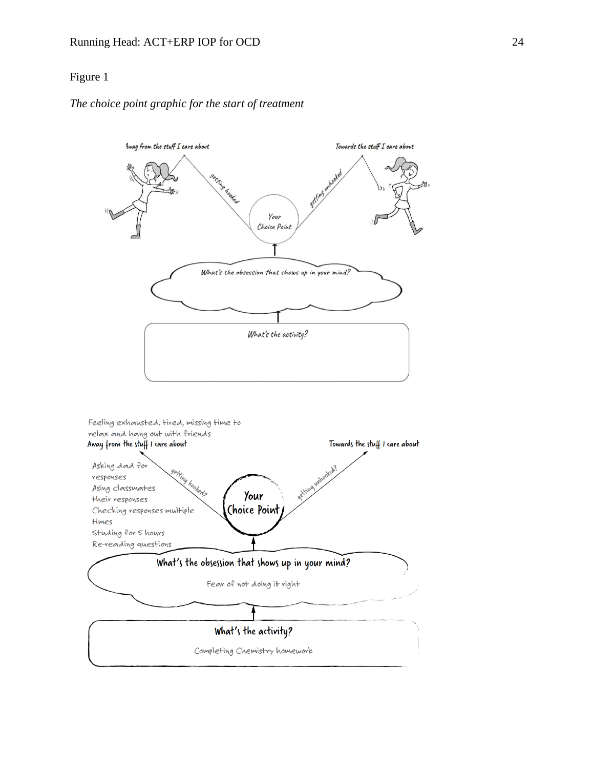Figure 1

*The choice point graphic for the start of treatment*

Away from the stuff I care about

Towards the stuff I care about

getting hooked

getting unhooked

Your Choice Point

What's the obsession that shows up in your mind?

What's the activity?

Feeling exhausted, tired, missing time to relax and hang out with friends

Away from the stuff I care about

Towards the stuff I care about

Asking dad for responses
Asing classmates their responses
Checking responses multiple times
Studing for 5 hours
Re-reading questions

getting hooked?

getting unhooked?

Your Choice Point

What's the obsession that shows up in your mind?

Fear of not doing it right

What's the activity?

Completing Chemistry homework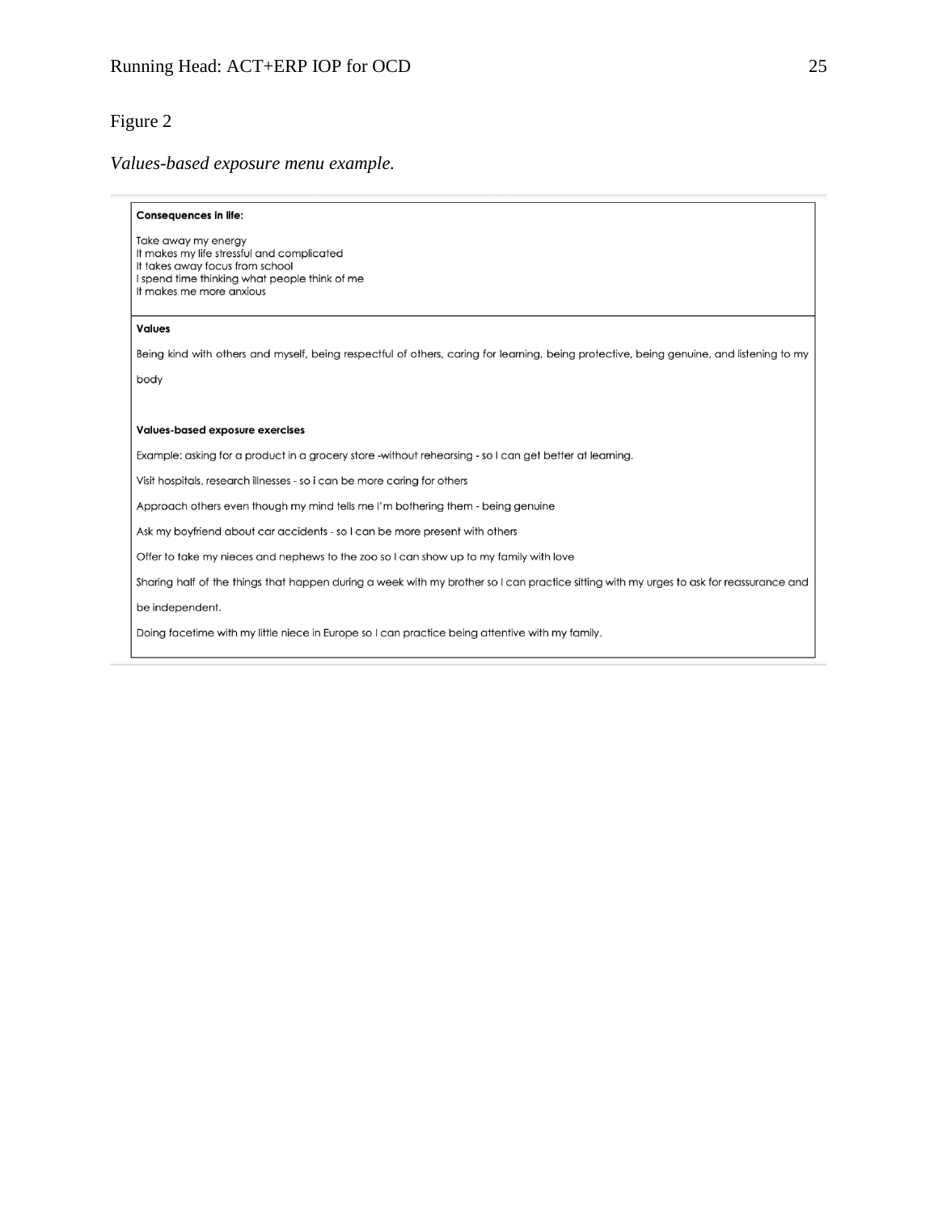Figure 2

*Values-based exposure menu example.*

**Consequences in life:**

Take away my energy
It makes my life stressful and complicated
It takes away focus from school
I spend time thinking what people think of me
It makes me more anxious

**Values**

Being kind with others and myself, being respectful of others, caring for learning, being protective, being genuine, and listening to my body

**Values-based exposure exercises**

Example: asking for a product in a grocery store -without rehearsing - so I can get better at learning.

Visit hospitals, research illnesses - so i can be more caring for others

Approach others even though my mind tells me I'm bothering them - being genuine

Ask my boyfriend about car accidents - so I can be more present with others

Offer to take my nieces and nephews to the zoo so I can show up to my family with love

Sharing half of the things that happen during a week with my brother so I can practice sitting with my urges to ask for reassurance and be independent.

Doing facetime with my little niece in Europe so I can practice being attentive with my family.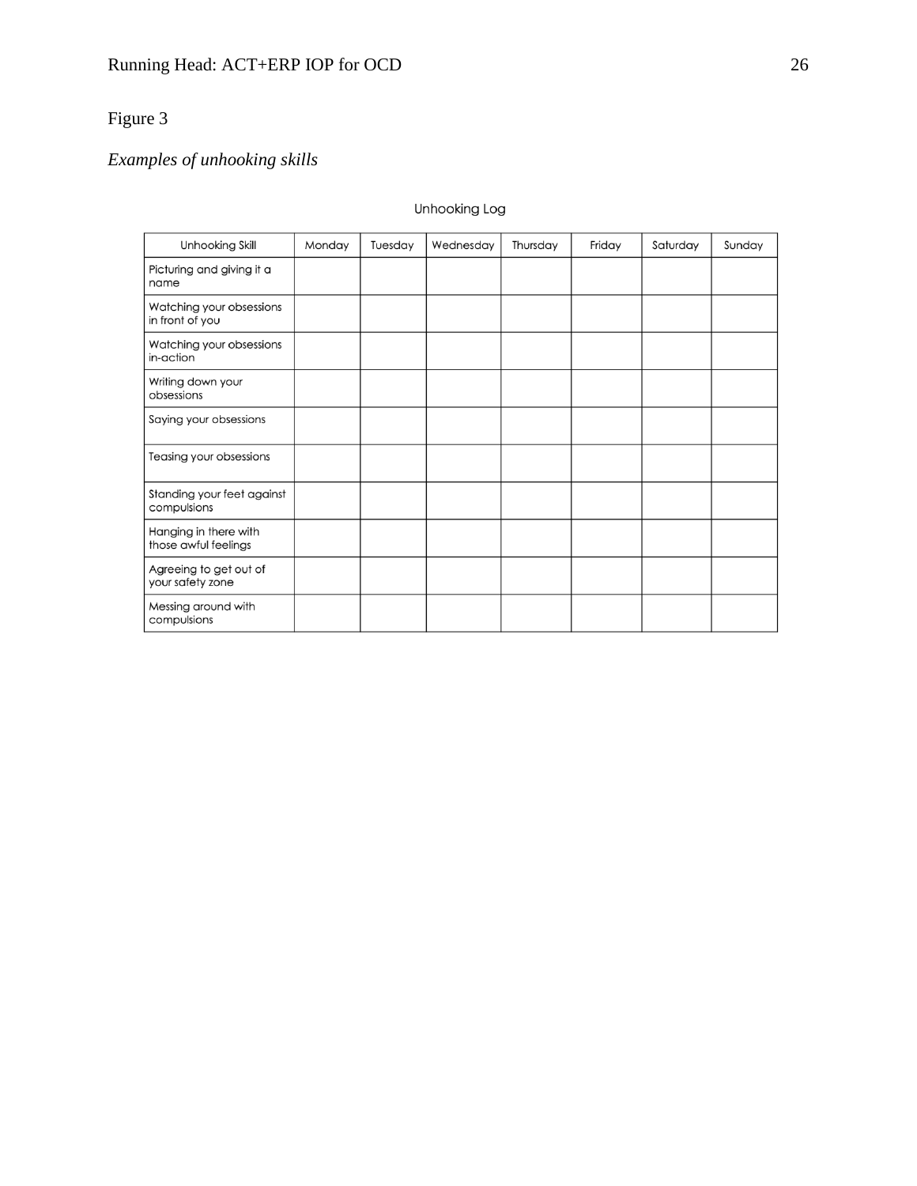Figure 3

*Examples of unhooking skills*

Unhooking Log

| Unhooking Skill | Monday | Tuesday | Wednesday | Thursday | Friday | Saturday | Sunday |
|---|---|---|---|---|---|---|---|
| Picturing and giving it a name | | | | | | | |
| Watching your obsessions in front of you | | | | | | | |
| Watching your obsessions in-action | | | | | | | |
| Writing down your obsessions | | | | | | | |
| Saying your obsessions | | | | | | | |
| Teasing your obsessions | | | | | | | |
| Standing your feet against compulsions | | | | | | | |
| Hanging in there with those awful feelings | | | | | | | |
| Agreeing to get out of your safety zone | | | | | | | |
| Messing around with compulsions | | | | | | | |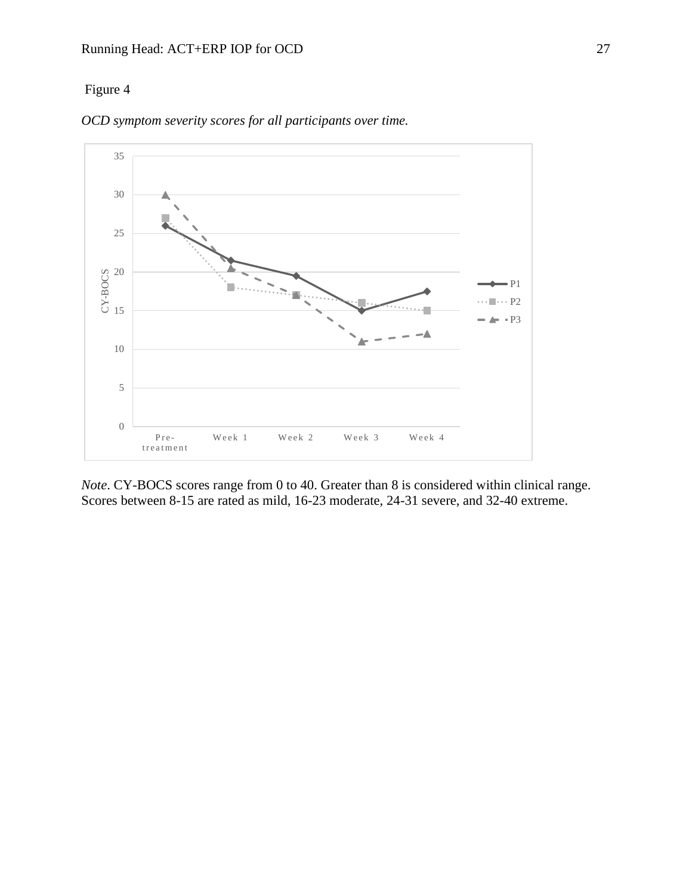Figure 4

*OCD symptom severity scores for all participants over time.*

*Note*. CY-BOCS scores range from 0 to 40. Greater than 8 is considered within clinical range. Scores between 8-15 are rated as mild, 16-23 moderate, 24-31 severe, and 32-40 extreme.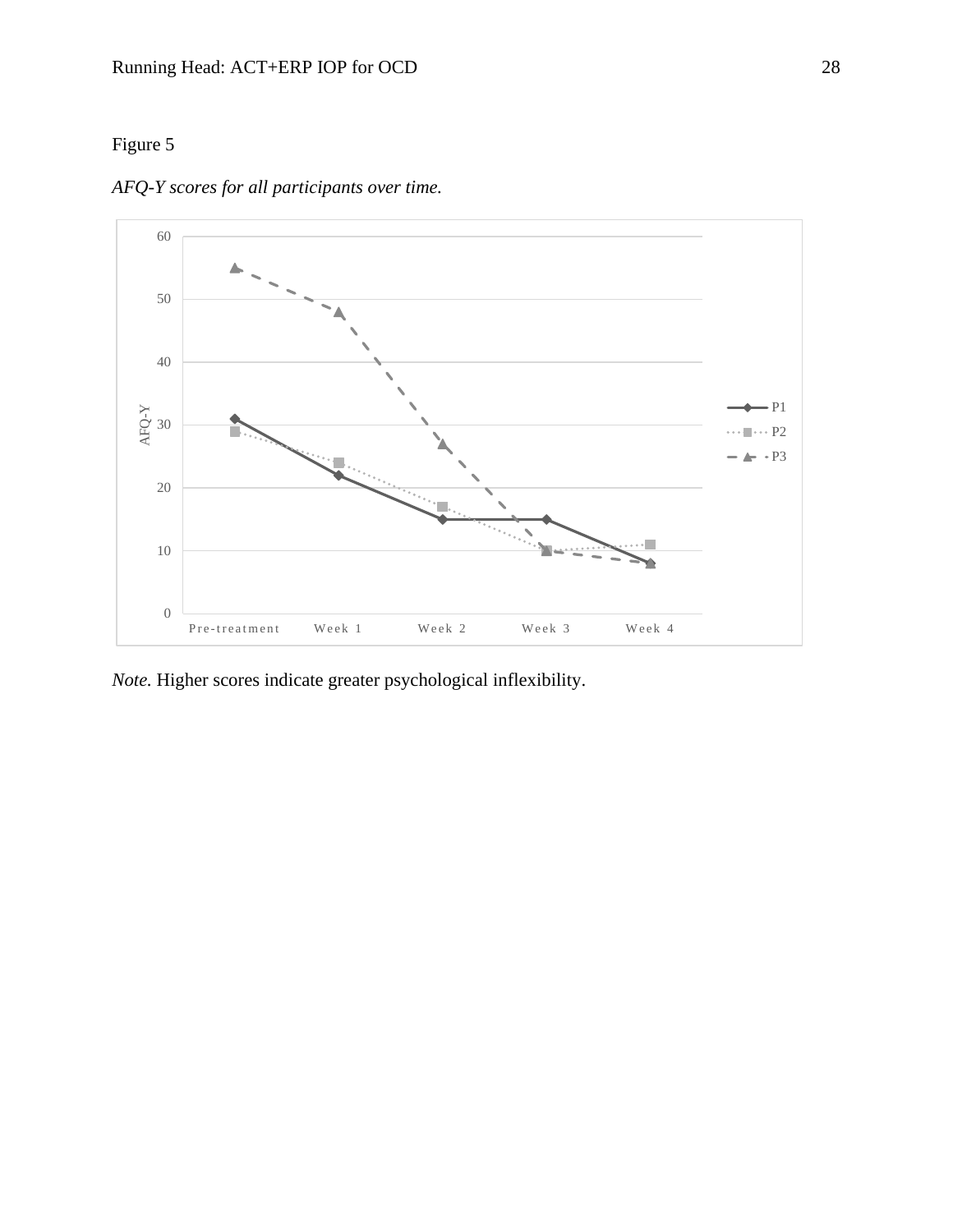Figure 5

*AFQ-Y scores for all participants over time.*

*Note.* Higher scores indicate greater psychological inflexibility.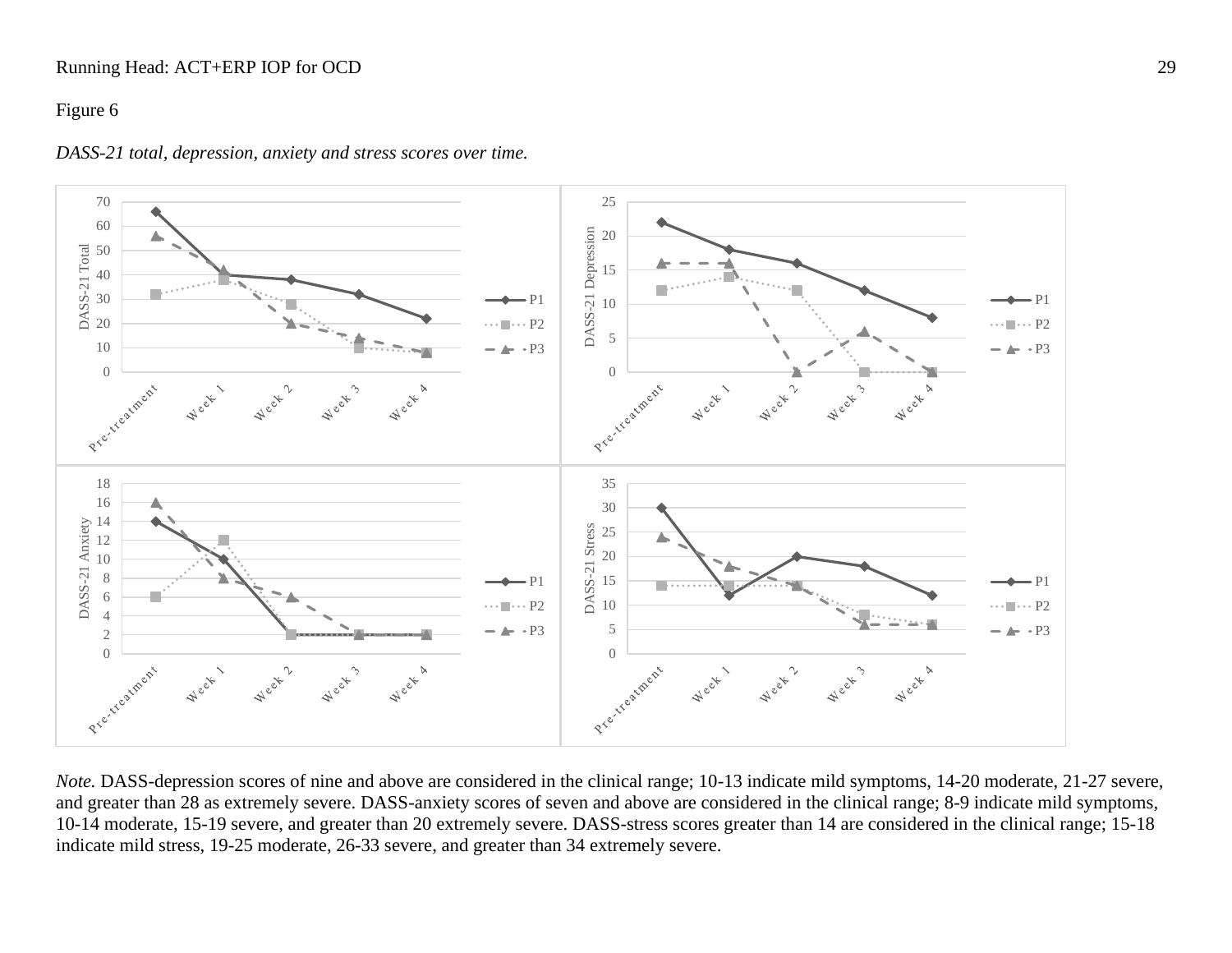Figure 6

*DASS-21 total, depression, anxiety and stress scores over time.*

*Note.* DASS-depression scores of nine and above are considered in the clinical range; 10-13 indicate mild symptoms, 14-20 moderate, 21-27 severe, and greater than 28 as extremely severe. DASS-anxiety scores of seven and above are considered in the clinical range; 8-9 indicate mild symptoms, 10-14 moderate, 15-19 severe, and greater than 20 extremely severe. DASS-stress scores greater than 14 are considered in the clinical range; 15-18 indicate mild stress, 19-25 moderate, 26-33 severe, and greater than 34 extremely severe.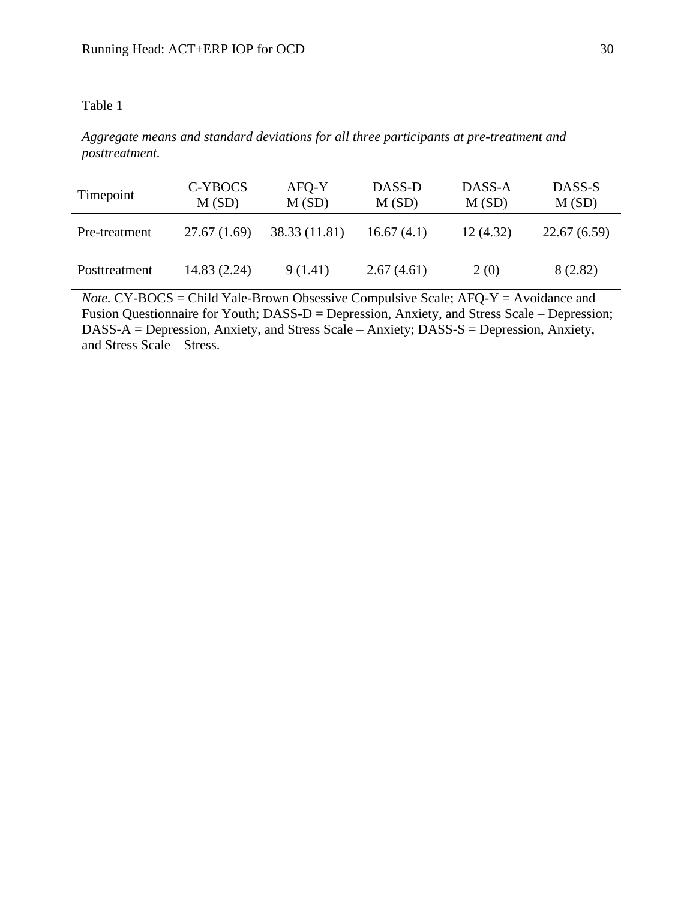Table 1

*Aggregate means and standard deviations for all three participants at pre-treatment and posttreatment.*

| Timepoint | C-YBOCS M (SD) | AFQ-Y M (SD) | DASS-D M (SD) | DASS-A M (SD) | DASS-S M (SD) |
|---|---|---|---|---|---|
| Pre-treatment | 27.67 (1.69) | 38.33 (11.81) | 16.67 (4.1) | 12 (4.32) | 22.67 (6.59) |
| Posttreatment | 14.83 (2.24) | 9 (1.41) | 2.67 (4.61) | 2 (0) | 8 (2.82) |

*Note.* CY-BOCS = Child Yale-Brown Obsessive Compulsive Scale; AFQ-Y = Avoidance and Fusion Questionnaire for Youth; DASS-D = Depression, Anxiety, and Stress Scale – Depression; DASS-A = Depression, Anxiety, and Stress Scale – Anxiety; DASS-S = Depression, Anxiety, and Stress Scale – Stress.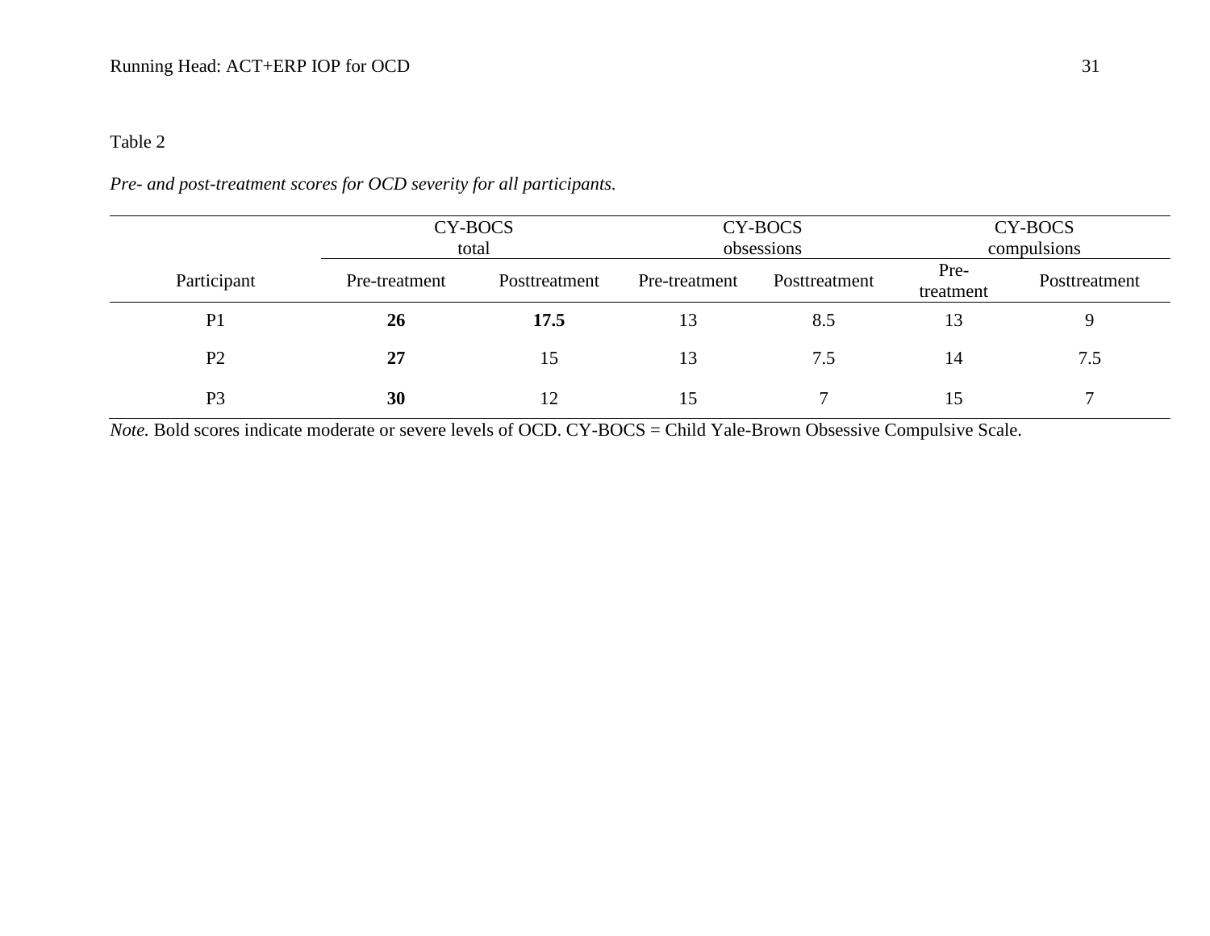Table 2

*Pre- and post-treatment scores for OCD severity for all participants.*

| | CY-BOCS total | | CY-BOCS obsessions | | CY-BOCS compulsions | |
|---|---|---|---|---|---|---|
| Participant | Pre-treatment | Posttreatment | Pre-treatment | Posttreatment | Pre-treatment | Posttreatment |
| P1 | **26** | **17.5** | 13 | 8.5 | 13 | 9 |
| P2 | **27** | 15 | 13 | 7.5 | 14 | 7.5 |
| P3 | **30** | 12 | 15 | 7 | 15 | 7 |

*Note.* Bold scores indicate moderate or severe levels of OCD. CY-BOCS = Child Yale-Brown Obsessive Compulsive Scale.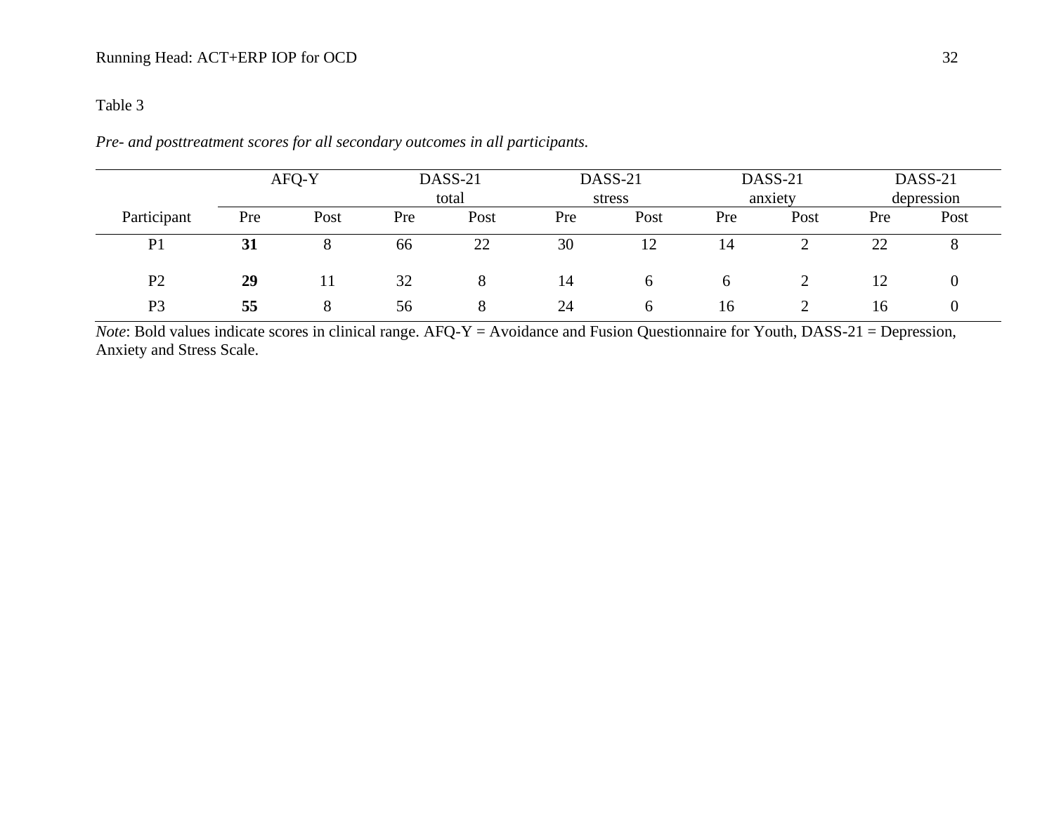Table 3

*Pre- and posttreatment scores for all secondary outcomes in all participants.*

| | AFQ-Y | | DASS-21 total | | DASS-21 stress | | DASS-21 anxiety | | DASS-21 depression | |
|---|---|---|---|---|---|---|---|---|---|---|
| Participant | Pre | Post | Pre | Post | Pre | Post | Pre | Post | Pre | Post |
| P1 | **31** | 8 | 66 | 22 | 30 | 12 | 14 | 2 | 22 | 8 |
| P2 | **29** | 11 | 32 | 8 | 14 | 6 | 6 | 2 | 12 | 0 |
| P3 | **55** | 8 | 56 | 8 | 24 | 6 | 16 | 2 | 16 | 0 |

*Note*: Bold values indicate scores in clinical range. AFQ-Y = Avoidance and Fusion Questionnaire for Youth, DASS-21 = Depression, Anxiety and Stress Scale.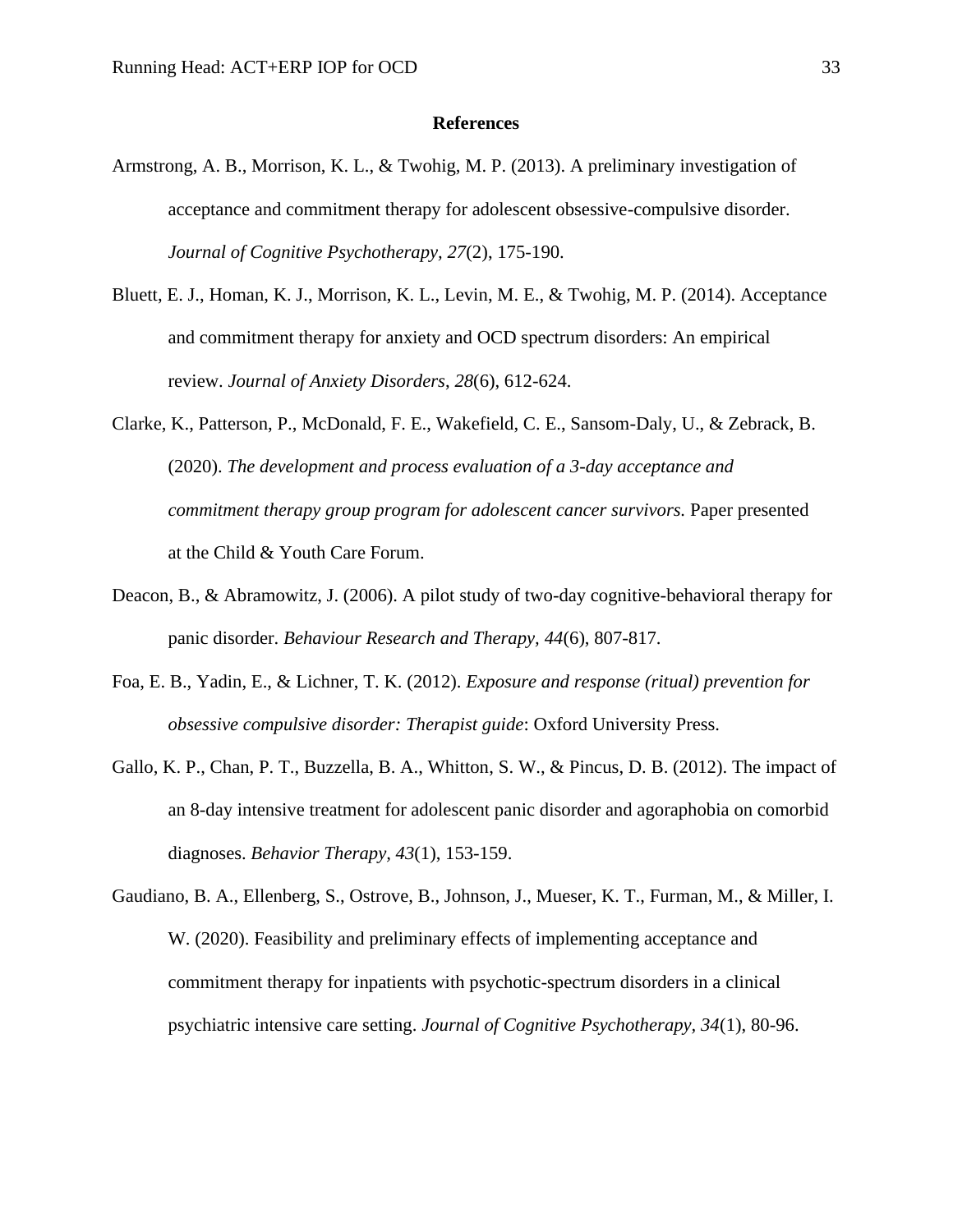# References

Armstrong, A. B., Morrison, K. L., & Twohig, M. P. (2013). A preliminary investigation of acceptance and commitment therapy for adolescent obsessive-compulsive disorder. *Journal of Cognitive Psychotherapy, 27*(2), 175-190.

Bluett, E. J., Homan, K. J., Morrison, K. L., Levin, M. E., & Twohig, M. P. (2014). Acceptance and commitment therapy for anxiety and OCD spectrum disorders: An empirical review. *Journal of Anxiety Disorders*, *28*(6), 612-624.

Clarke, K., Patterson, P., McDonald, F. E., Wakefield, C. E., Sansom-Daly, U., & Zebrack, B. (2020). *The development and process evaluation of a 3-day acceptance and commitment therapy group program for adolescent cancer survivors.* Paper presented at the Child & Youth Care Forum.

Deacon, B., & Abramowitz, J. (2006). A pilot study of two-day cognitive-behavioral therapy for panic disorder. *Behaviour Research and Therapy, 44*(6), 807-817.

Foa, E. B., Yadin, E., & Lichner, T. K. (2012). *Exposure and response (ritual) prevention for obsessive compulsive disorder: Therapist guide*: Oxford University Press.

Gallo, K. P., Chan, P. T., Buzzella, B. A., Whitton, S. W., & Pincus, D. B. (2012). The impact of an 8-day intensive treatment for adolescent panic disorder and agoraphobia on comorbid diagnoses. *Behavior Therapy, 43*(1), 153-159.

Gaudiano, B. A., Ellenberg, S., Ostrove, B., Johnson, J., Mueser, K. T., Furman, M., & Miller, I. W. (2020). Feasibility and preliminary effects of implementing acceptance and commitment therapy for inpatients with psychotic-spectrum disorders in a clinical psychiatric intensive care setting. *Journal of Cognitive Psychotherapy*, *34*(1), 80-96.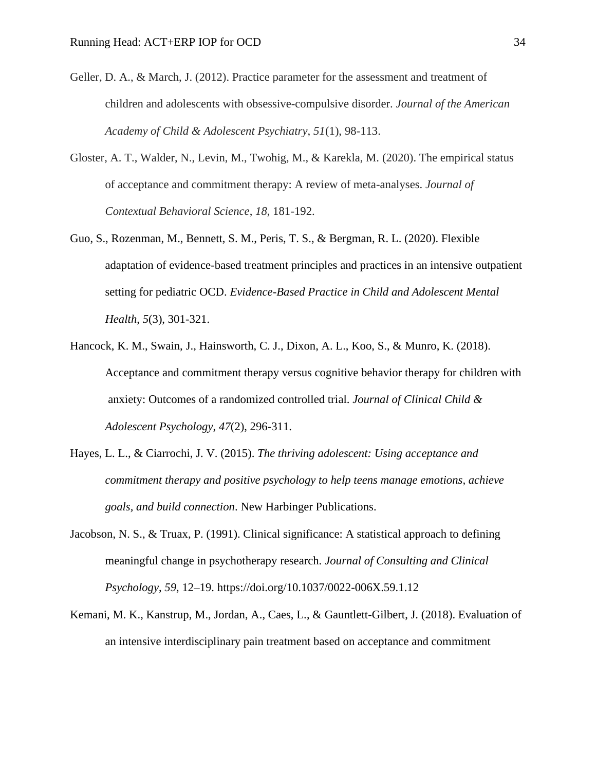Geller, D. A., & March, J. (2012). Practice parameter for the assessment and treatment of children and adolescents with obsessive-compulsive disorder. *Journal of the American Academy of Child & Adolescent Psychiatry*, *51*(1), 98-113.

Gloster, A. T., Walder, N., Levin, M., Twohig, M., & Karekla, M. (2020). The empirical status of acceptance and commitment therapy: A review of meta-analyses. *Journal of Contextual Behavioral Science*, *18*, 181-192.

Guo, S., Rozenman, M., Bennett, S. M., Peris, T. S., & Bergman, R. L. (2020). Flexible adaptation of evidence-based treatment principles and practices in an intensive outpatient setting for pediatric OCD. *Evidence-Based Practice in Child and Adolescent Mental Health*, *5*(3), 301-321.

Hancock, K. M., Swain, J., Hainsworth, C. J., Dixon, A. L., Koo, S., & Munro, K. (2018). Acceptance and commitment therapy versus cognitive behavior therapy for children with anxiety: Outcomes of a randomized controlled trial. *Journal of Clinical Child & Adolescent Psychology*, *47*(2), 296-311.

Hayes, L. L., & Ciarrochi, J. V. (2015). *The thriving adolescent: Using acceptance and commitment therapy and positive psychology to help teens manage emotions, achieve goals, and build connection*. New Harbinger Publications.

Jacobson, N. S., & Truax, P. (1991). Clinical significance: A statistical approach to defining meaningful change in psychotherapy research. *Journal of Consulting and Clinical Psychology*, *59*, 12–19. https://doi.org/10.1037/0022-006X.59.1.12

Kemani, M. K., Kanstrup, M., Jordan, A., Caes, L., & Gauntlett-Gilbert, J. (2018). Evaluation of an intensive interdisciplinary pain treatment based on acceptance and commitment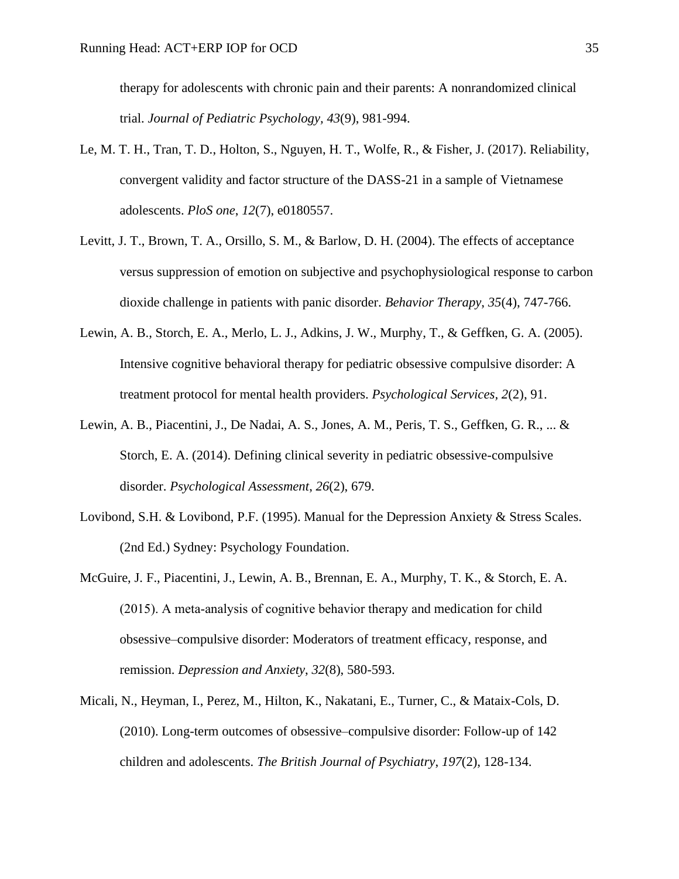therapy for adolescents with chronic pain and their parents: A nonrandomized clinical trial. *Journal of Pediatric Psychology*, *43*(9), 981-994.

Le, M. T. H., Tran, T. D., Holton, S., Nguyen, H. T., Wolfe, R., & Fisher, J. (2017). Reliability, convergent validity and factor structure of the DASS-21 in a sample of Vietnamese adolescents. *PloS one*, *12*(7), e0180557.

Levitt, J. T., Brown, T. A., Orsillo, S. M., & Barlow, D. H. (2004). The effects of acceptance versus suppression of emotion on subjective and psychophysiological response to carbon dioxide challenge in patients with panic disorder. *Behavior Therapy*, *35*(4), 747-766.

Lewin, A. B., Storch, E. A., Merlo, L. J., Adkins, J. W., Murphy, T., & Geffken, G. A. (2005). Intensive cognitive behavioral therapy for pediatric obsessive compulsive disorder: A treatment protocol for mental health providers. *Psychological Services, 2*(2), 91.

Lewin, A. B., Piacentini, J., De Nadai, A. S., Jones, A. M., Peris, T. S., Geffken, G. R., ... & Storch, E. A. (2014). Defining clinical severity in pediatric obsessive-compulsive disorder. *Psychological Assessment*, *26*(2), 679.

Lovibond, S.H. & Lovibond, P.F. (1995). Manual for the Depression Anxiety & Stress Scales. (2nd Ed.) Sydney: Psychology Foundation.

McGuire, J. F., Piacentini, J., Lewin, A. B., Brennan, E. A., Murphy, T. K., & Storch, E. A. (2015). A meta-analysis of cognitive behavior therapy and medication for child obsessive–compulsive disorder: Moderators of treatment efficacy, response, and remission. *Depression and Anxiety*, *32*(8), 580-593.

Micali, N., Heyman, I., Perez, M., Hilton, K., Nakatani, E., Turner, C., & Mataix-Cols, D. (2010). Long-term outcomes of obsessive–compulsive disorder: Follow-up of 142 children and adolescents. *The British Journal of Psychiatry*, *197*(2), 128-134.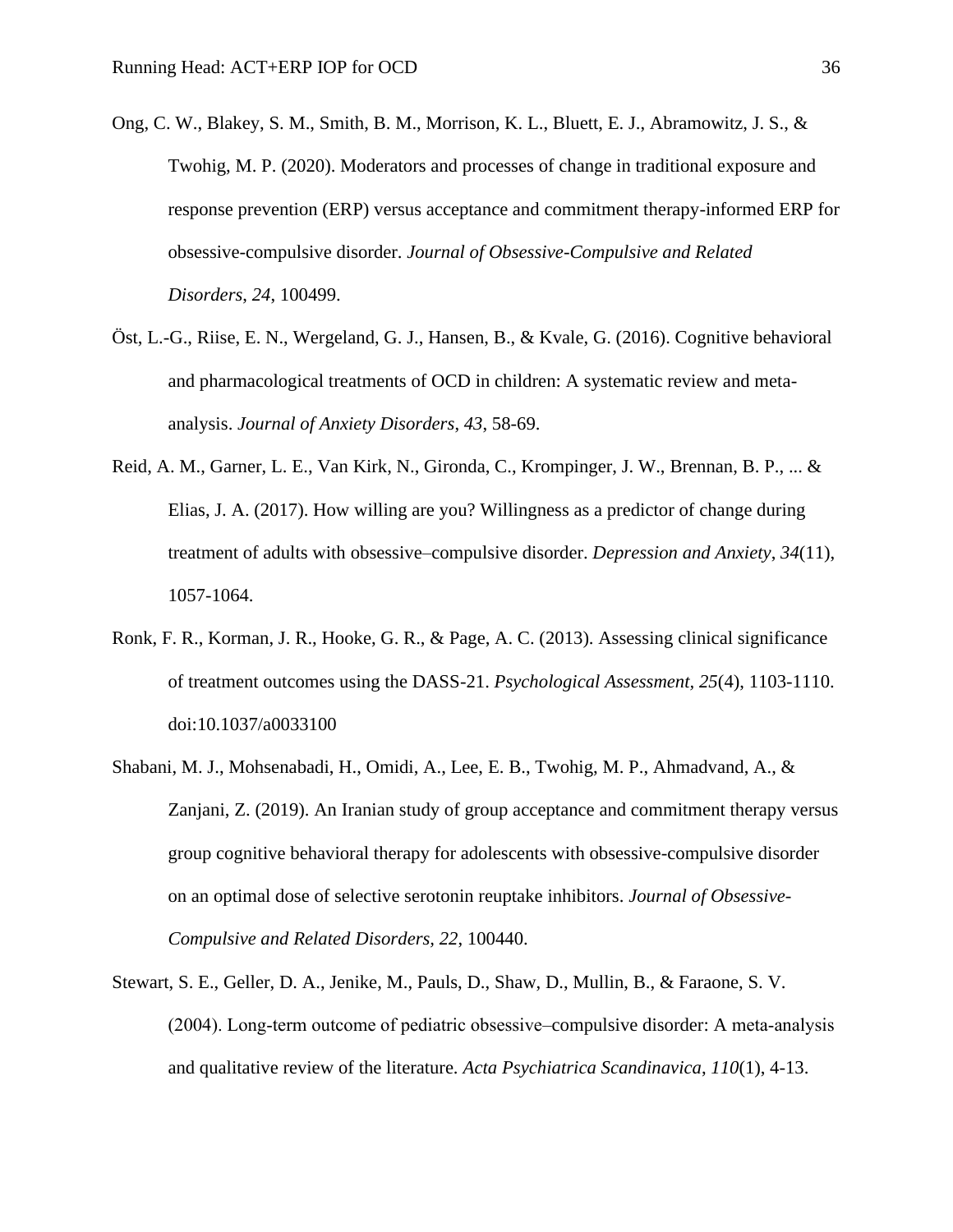Ong, C. W., Blakey, S. M., Smith, B. M., Morrison, K. L., Bluett, E. J., Abramowitz, J. S., & Twohig, M. P. (2020). Moderators and processes of change in traditional exposure and response prevention (ERP) versus acceptance and commitment therapy-informed ERP for obsessive-compulsive disorder. *Journal of Obsessive-Compulsive and Related Disorders*, *24*, 100499.

Öst, L.-G., Riise, E. N., Wergeland, G. J., Hansen, B., & Kvale, G. (2016). Cognitive behavioral and pharmacological treatments of OCD in children: A systematic review and meta-analysis. *Journal of Anxiety Disorders*, *43*, 58-69.

Reid, A. M., Garner, L. E., Van Kirk, N., Gironda, C., Krompinger, J. W., Brennan, B. P., ... & Elias, J. A. (2017). How willing are you? Willingness as a predictor of change during treatment of adults with obsessive–compulsive disorder. *Depression and Anxiety*, *34*(11), 1057-1064.

Ronk, F. R., Korman, J. R., Hooke, G. R., & Page, A. C. (2013). Assessing clinical significance of treatment outcomes using the DASS-21. *Psychological Assessment*, *25*(4), 1103-1110. doi:10.1037/a0033100

Shabani, M. J., Mohsenabadi, H., Omidi, A., Lee, E. B., Twohig, M. P., Ahmadvand, A., & Zanjani, Z. (2019). An Iranian study of group acceptance and commitment therapy versus group cognitive behavioral therapy for adolescents with obsessive-compulsive disorder on an optimal dose of selective serotonin reuptake inhibitors. *Journal of Obsessive-Compulsive and Related Disorders*, *22*, 100440.

Stewart, S. E., Geller, D. A., Jenike, M., Pauls, D., Shaw, D., Mullin, B., & Faraone, S. V. (2004). Long-term outcome of pediatric obsessive–compulsive disorder: A meta-analysis and qualitative review of the literature. *Acta Psychiatrica Scandinavica*, *110*(1), 4-13.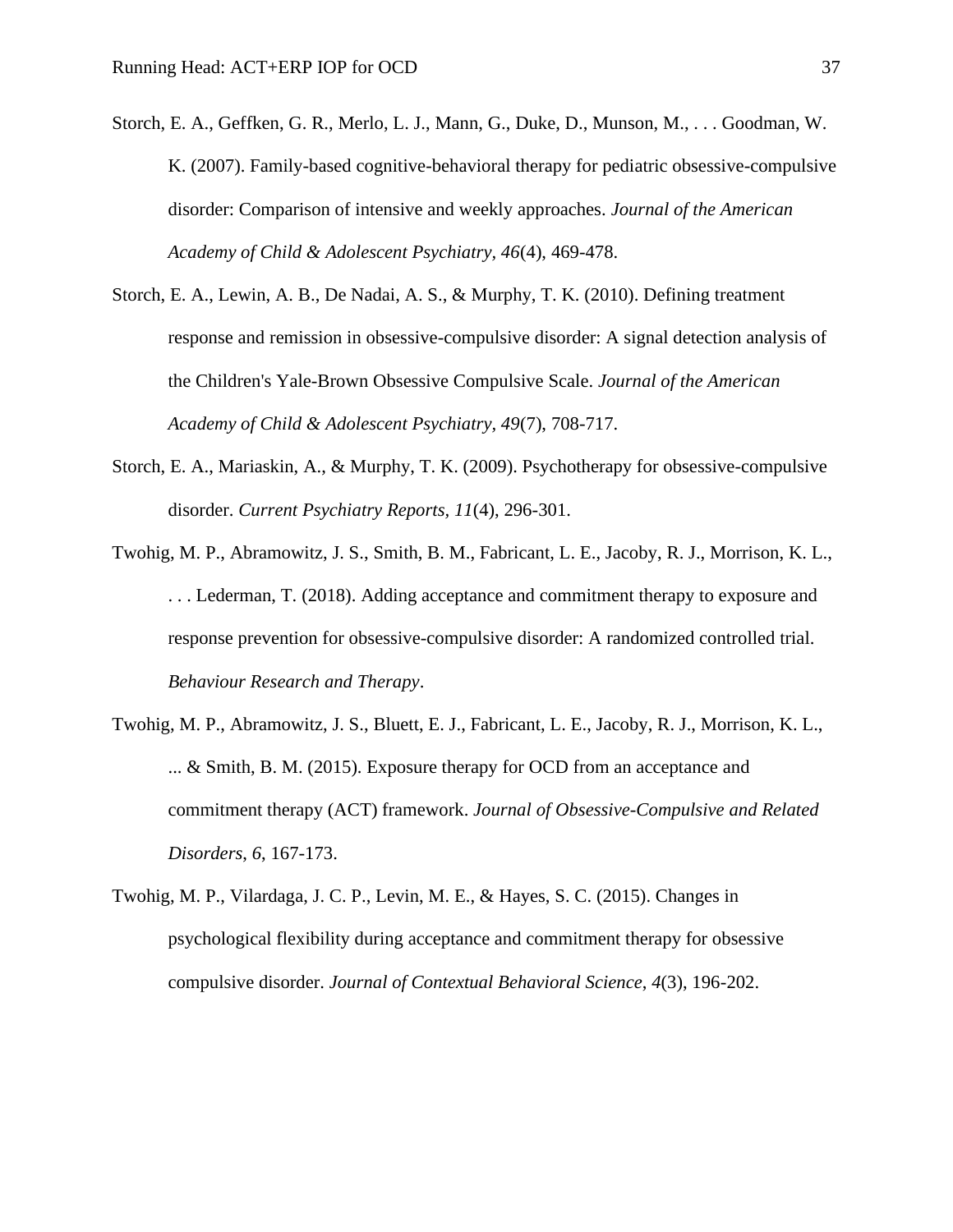Storch, E. A., Geffken, G. R., Merlo, L. J., Mann, G., Duke, D., Munson, M., . . . Goodman, W. K. (2007). Family-based cognitive-behavioral therapy for pediatric obsessive-compulsive disorder: Comparison of intensive and weekly approaches. *Journal of the American Academy of Child & Adolescent Psychiatry*, *46*(4), 469-478.

Storch, E. A., Lewin, A. B., De Nadai, A. S., & Murphy, T. K. (2010). Defining treatment response and remission in obsessive-compulsive disorder: A signal detection analysis of the Children's Yale-Brown Obsessive Compulsive Scale. *Journal of the American Academy of Child & Adolescent Psychiatry*, *49*(7), 708-717.

Storch, E. A., Mariaskin, A., & Murphy, T. K. (2009). Psychotherapy for obsessive-compulsive disorder. *Current Psychiatry Reports*, *11*(4), 296-301.

Twohig, M. P., Abramowitz, J. S., Smith, B. M., Fabricant, L. E., Jacoby, R. J., Morrison, K. L., . . . Lederman, T. (2018). Adding acceptance and commitment therapy to exposure and response prevention for obsessive-compulsive disorder: A randomized controlled trial. *Behaviour Research and Therapy*.

Twohig, M. P., Abramowitz, J. S., Bluett, E. J., Fabricant, L. E., Jacoby, R. J., Morrison, K. L., ... & Smith, B. M. (2015). Exposure therapy for OCD from an acceptance and commitment therapy (ACT) framework. *Journal of Obsessive-Compulsive and Related Disorders*, *6*, 167-173.

Twohig, M. P., Vilardaga, J. C. P., Levin, M. E., & Hayes, S. C. (2015). Changes in psychological flexibility during acceptance and commitment therapy for obsessive compulsive disorder. *Journal of Contextual Behavioral Science*, *4*(3), 196-202.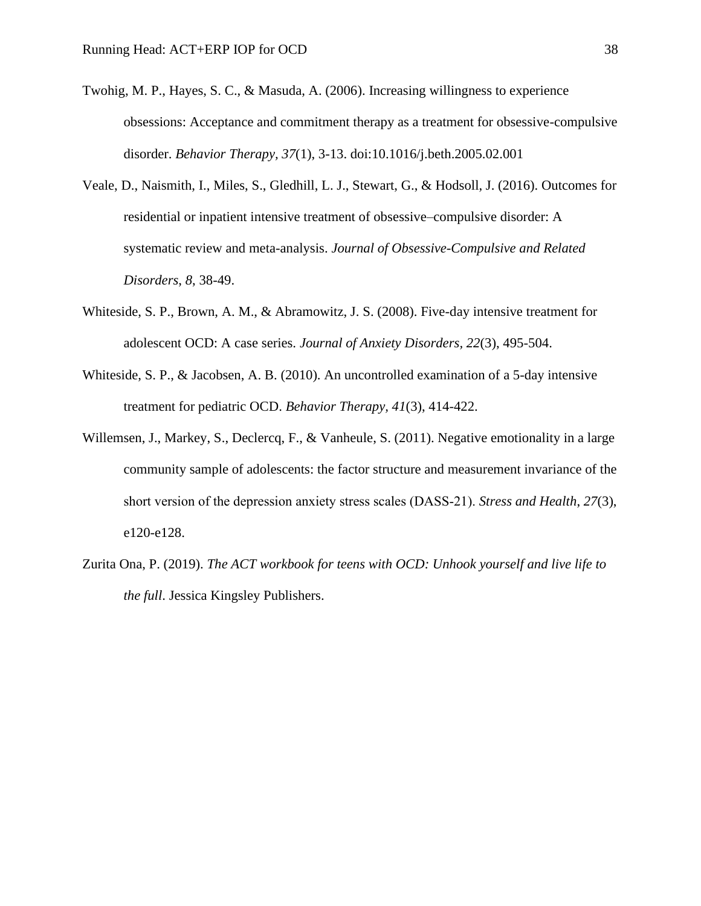Twohig, M. P., Hayes, S. C., & Masuda, A. (2006). Increasing willingness to experience obsessions: Acceptance and commitment therapy as a treatment for obsessive-compulsive disorder. *Behavior Therapy, 37*(1), 3-13. doi:10.1016/j.beth.2005.02.001

Veale, D., Naismith, I., Miles, S., Gledhill, L. J., Stewart, G., & Hodsoll, J. (2016). Outcomes for residential or inpatient intensive treatment of obsessive–compulsive disorder: A systematic review and meta-analysis. *Journal of Obsessive-Compulsive and Related Disorders*, *8*, 38-49.

Whiteside, S. P., Brown, A. M., & Abramowitz, J. S. (2008). Five-day intensive treatment for adolescent OCD: A case series. *Journal of Anxiety Disorders, 22*(3), 495-504.

Whiteside, S. P., & Jacobsen, A. B. (2010). An uncontrolled examination of a 5-day intensive treatment for pediatric OCD. *Behavior Therapy, 41*(3), 414-422.

Willemsen, J., Markey, S., Declercq, F., & Vanheule, S. (2011). Negative emotionality in a large community sample of adolescents: the factor structure and measurement invariance of the short version of the depression anxiety stress scales (DASS-21). *Stress and Health*, *27*(3), e120-e128.

Zurita Ona, P. (2019). *The ACT workbook for teens with OCD: Unhook yourself and live life to the full*. Jessica Kingsley Publishers.